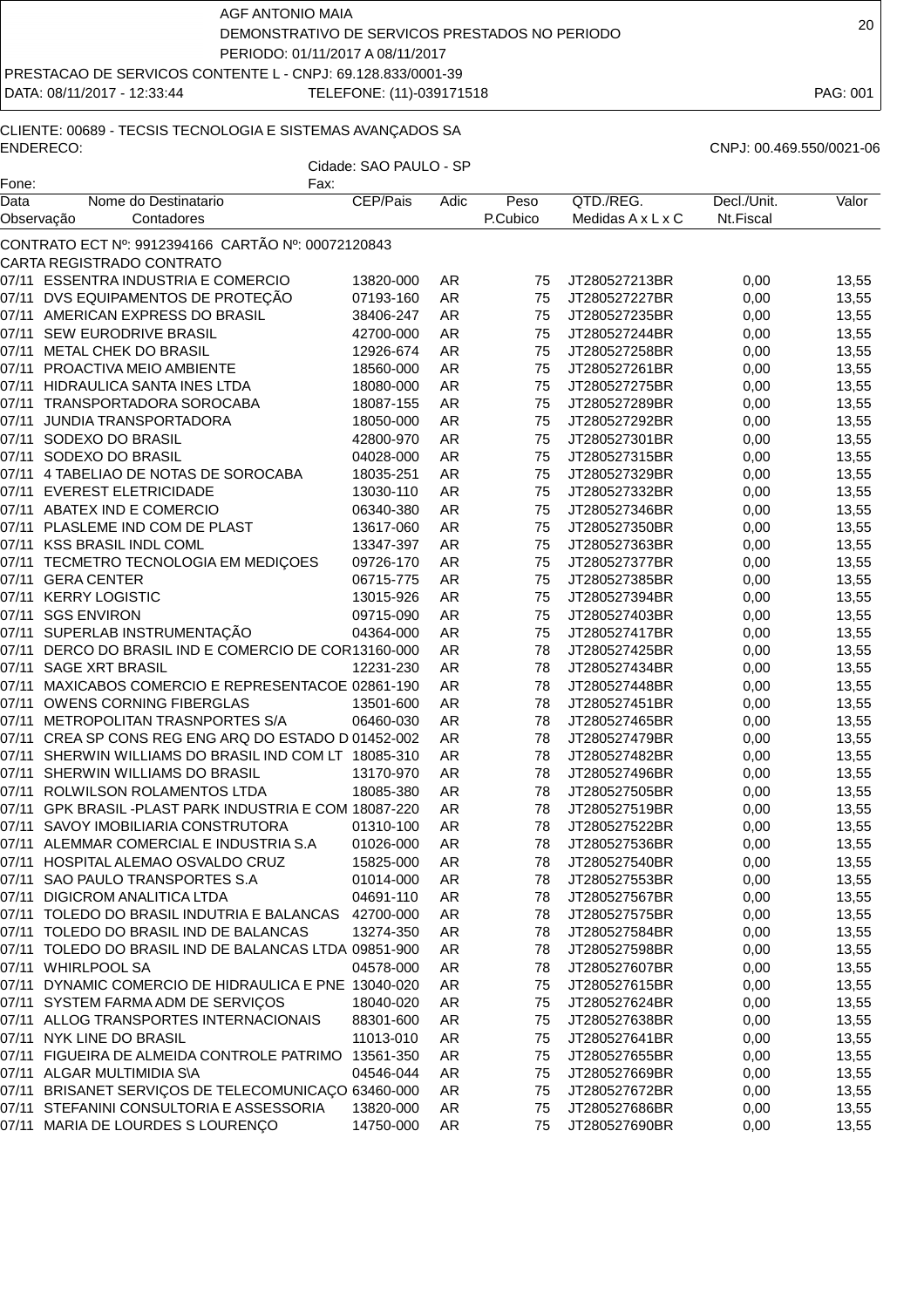AGF ANTONIO MAIA

DEMONSTRATIVO DE SERVICOS PRESTADOS NO PERIODO

PERIODO: 01/11/2017 A 08/11/2017

PRESTACAO DE SERVICOS CONTENTE L - CNPJ: 69.128.833/0001-39

DATA: 08/11/2017 - 12:33:44 TELEFONE: (11)-039171518 PAG: 001

CLIENTE: 00689 - TECSIS TECNOLOGIA E SISTEMAS AVANÇADOS SA

ENDERECO: CNPJ: 00.469.550/0021-06

Cidade: SAO PAULO - SP

Fone: Fax:

| Data<br>Observação | Nome do Destinatario<br>Contadores | CEP/Pais | Adic | Peso<br>P.Cubico | QTD./REG.<br>Medidas A x L x C | Decl./Unit.<br>Nt.Fiscal | Valor |
|---|---|---|---|---|---|---|---|
| CONTRATO ECT Nº: 9912394166 CARTÃO Nº: 00072120843 | | | | | | | |
| CARTA REGISTRADO CONTRATO | | | | | | | |
| 07/11 | ESSENTRA INDUSTRIA E COMERCIO | 13820-000 | AR | 75 | JT280527213BR | 0,00 | 13,55 |
| 07/11 | DVS EQUIPAMENTOS DE PROTEÇÃO | 07193-160 | AR | 75 | JT280527227BR | 0,00 | 13,55 |
| 07/11 | AMERICAN EXPRESS DO BRASIL | 38406-247 | AR | 75 | JT280527235BR | 0,00 | 13,55 |
| 07/11 | SEW EURODRIVE BRASIL | 42700-000 | AR | 75 | JT280527244BR | 0,00 | 13,55 |
| 07/11 | METAL CHEK DO BRASIL | 12926-674 | AR | 75 | JT280527258BR | 0,00 | 13,55 |
| 07/11 | PROACTIVA MEIO AMBIENTE | 18560-000 | AR | 75 | JT280527261BR | 0,00 | 13,55 |
| 07/11 | HIDRAULICA SANTA INES LTDA | 18080-000 | AR | 75 | JT280527275BR | 0,00 | 13,55 |
| 07/11 | TRANSPORTADORA SOROCABA | 18087-155 | AR | 75 | JT280527289BR | 0,00 | 13,55 |
| 07/11 | JUNDIA TRANSPORTADORA | 18050-000 | AR | 75 | JT280527292BR | 0,00 | 13,55 |
| 07/11 | SODEXO DO BRASIL | 42800-970 | AR | 75 | JT280527301BR | 0,00 | 13,55 |
| 07/11 | SODEXO DO BRASIL | 04028-000 | AR | 75 | JT280527315BR | 0,00 | 13,55 |
| 07/11 | 4 TABELIAO DE NOTAS DE SOROCABA | 18035-251 | AR | 75 | JT280527329BR | 0,00 | 13,55 |
| 07/11 | EVEREST ELETRICIDADE | 13030-110 | AR | 75 | JT280527332BR | 0,00 | 13,55 |
| 07/11 | ABATEX IND E COMERCIO | 06340-380 | AR | 75 | JT280527346BR | 0,00 | 13,55 |
| 07/11 | PLASLEME IND COM DE PLAST | 13617-060 | AR | 75 | JT280527350BR | 0,00 | 13,55 |
| 07/11 | KSS BRASIL INDL COML | 13347-397 | AR | 75 | JT280527363BR | 0,00 | 13,55 |
| 07/11 | TECMETRO TECNOLOGIA EM MEDIÇOES | 09726-170 | AR | 75 | JT280527377BR | 0,00 | 13,55 |
| 07/11 | GERA CENTER | 06715-775 | AR | 75 | JT280527385BR | 0,00 | 13,55 |
| 07/11 | KERRY LOGISTIC | 13015-926 | AR | 75 | JT280527394BR | 0,00 | 13,55 |
| 07/11 | SGS ENVIRON | 09715-090 | AR | 75 | JT280527403BR | 0,00 | 13,55 |
| 07/11 | SUPERLAB INSTRUMENTAÇÃO | 04364-000 | AR | 75 | JT280527417BR | 0,00 | 13,55 |
| 07/11 | DERCO DO BRASIL IND E COMERCIO DE COR | 13160-000 | AR | 78 | JT280527425BR | 0,00 | 13,55 |
| 07/11 | SAGE XRT BRASIL | 12231-230 | AR | 78 | JT280527434BR | 0,00 | 13,55 |
| 07/11 | MAXICABOS COMERCIO E REPRESENTACOE | 02861-190 | AR | 78 | JT280527448BR | 0,00 | 13,55 |
| 07/11 | OWENS CORNING FIBERGLAS | 13501-600 | AR | 78 | JT280527451BR | 0,00 | 13,55 |
| 07/11 | METROPOLITAN TRASNPORTES S/A | 06460-030 | AR | 78 | JT280527465BR | 0,00 | 13,55 |
| 07/11 | CREA SP CONS REG ENG ARQ DO ESTADO D | 01452-002 | AR | 78 | JT280527479BR | 0,00 | 13,55 |
| 07/11 | SHERWIN WILLIAMS DO BRASIL IND COM LT | 18085-310 | AR | 78 | JT280527482BR | 0,00 | 13,55 |
| 07/11 | SHERWIN WILLIAMS DO BRASIL | 13170-970 | AR | 78 | JT280527496BR | 0,00 | 13,55 |
| 07/11 | ROLWILSON ROLAMENTOS LTDA | 18085-380 | AR | 78 | JT280527505BR | 0,00 | 13,55 |
| 07/11 | GPK BRASIL -PLAST PARK INDUSTRIA E COM | 18087-220 | AR | 78 | JT280527519BR | 0,00 | 13,55 |
| 07/11 | SAVOY IMOBILIARIA CONSTRUTORA | 01310-100 | AR | 78 | JT280527522BR | 0,00 | 13,55 |
| 07/11 | ALEMMAR COMERCIAL E INDUSTRIA S.A | 01026-000 | AR | 78 | JT280527536BR | 0,00 | 13,55 |
| 07/11 | HOSPITAL ALEMAO OSVALDO CRUZ | 15825-000 | AR | 78 | JT280527540BR | 0,00 | 13,55 |
| 07/11 | SAO PAULO TRANSPORTES S.A | 01014-000 | AR | 78 | JT280527553BR | 0,00 | 13,55 |
| 07/11 | DIGICROM ANALITICA LTDA | 04691-110 | AR | 78 | JT280527567BR | 0,00 | 13,55 |
| 07/11 | TOLEDO DO BRASIL INDUTRIA E BALANCAS | 42700-000 | AR | 78 | JT280527575BR | 0,00 | 13,55 |
| 07/11 | TOLEDO DO BRASIL IND DE BALANCAS | 13274-350 | AR | 78 | JT280527584BR | 0,00 | 13,55 |
| 07/11 | TOLEDO DO BRASIL IND DE BALANCAS LTDA | 09851-900 | AR | 78 | JT280527598BR | 0,00 | 13,55 |
| 07/11 | WHIRLPOOL SA | 04578-000 | AR | 78 | JT280527607BR | 0,00 | 13,55 |
| 07/11 | DYNAMIC COMERCIO DE HIDRAULICA E PNE | 13040-020 | AR | 75 | JT280527615BR | 0,00 | 13,55 |
| 07/11 | SYSTEM FARMA ADM DE SERVIÇOS | 18040-020 | AR | 75 | JT280527624BR | 0,00 | 13,55 |
| 07/11 | ALLOG TRANSPORTES INTERNACIONAIS | 88301-600 | AR | 75 | JT280527638BR | 0,00 | 13,55 |
| 07/11 | NYK LINE DO BRASIL | 11013-010 | AR | 75 | JT280527641BR | 0,00 | 13,55 |
| 07/11 | FIGUEIRA DE ALMEIDA CONTROLE PATRIMO | 13561-350 | AR | 75 | JT280527655BR | 0,00 | 13,55 |
| 07/11 | ALGAR MULTIMIDIA S\A | 04546-044 | AR | 75 | JT280527669BR | 0,00 | 13,55 |
| 07/11 | BRISANET SERVIÇOS DE TELECOMUNICAÇO | 63460-000 | AR | 75 | JT280527672BR | 0,00 | 13,55 |
| 07/11 | STEFANINI CONSULTORIA E ASSESSORIA | 13820-000 | AR | 75 | JT280527686BR | 0,00 | 13,55 |
| 07/11 | MARIA DE LOURDES S LOURENÇO | 14750-000 | AR | 75 | JT280527690BR | 0,00 | 13,55 |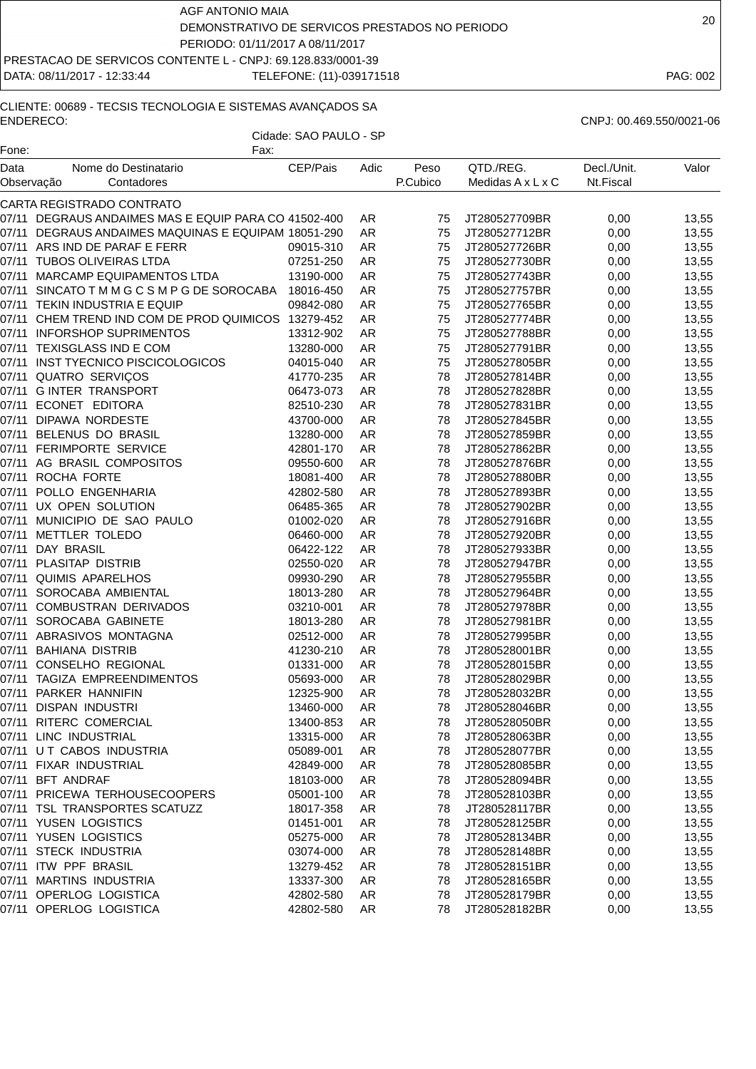AGF ANTONIO MAIA
DEMONSTRATIVO DE SERVICOS PRESTADOS NO PERIODO
PERIODO: 01/11/2017 A 08/11/2017

PRESTACAO DE SERVICOS CONTENTE L - CNPJ: 69.128.833/0001-39

DATA: 08/11/2017 - 12:33:44 TELEFONE: (11)-039171518

CLIENTE: 00689 - TECSIS TECNOLOGIA E SISTEMAS AVANÇADOS SA
ENDERECO: CNPJ: 00.469.550/0021-06
Cidade: SAO PAULO - SP
Fone: Fax:

| Data Observação | Nome do Destinatario Contadores | CEP/Pais | Adic | Peso P.Cubico | QTD./REG. Medidas A x L x C | Decl./Unit. Nt.Fiscal | Valor |
|---|---|---|---|---|---|---|---|
| CARTA REGISTRADO CONTRATO | | | | | | | |
| 07/11 | DEGRAUS ANDAIMES MAS E EQUIP PARA CO | 41502-400 | AR | 75 | JT280527709BR | 0,00 | 13,55 |
| 07/11 | DEGRAUS ANDAIMES MAQUINAS E EQUIPAM | 18051-290 | AR | 75 | JT280527712BR | 0,00 | 13,55 |
| 07/11 | ARS IND DE PARAF E FERR | 09015-310 | AR | 75 | JT280527726BR | 0,00 | 13,55 |
| 07/11 | TUBOS OLIVEIRAS LTDA | 07251-250 | AR | 75 | JT280527730BR | 0,00 | 13,55 |
| 07/11 | MARCAMP EQUIPAMENTOS LTDA | 13190-000 | AR | 75 | JT280527743BR | 0,00 | 13,55 |
| 07/11 | SINCATO T M M G C S M P G DE SOROCABA | 18016-450 | AR | 75 | JT280527757BR | 0,00 | 13,55 |
| 07/11 | TEKIN INDUSTRIA E EQUIP | 09842-080 | AR | 75 | JT280527765BR | 0,00 | 13,55 |
| 07/11 | CHEM TREND IND COM DE PROD QUIMICOS | 13279-452 | AR | 75 | JT280527774BR | 0,00 | 13,55 |
| 07/11 | INFORSHOP SUPRIMENTOS | 13312-902 | AR | 75 | JT280527788BR | 0,00 | 13,55 |
| 07/11 | TEXISGLASS IND E COM | 13280-000 | AR | 75 | JT280527791BR | 0,00 | 13,55 |
| 07/11 | INST TYECNICO PISCICOLOGICOS | 04015-040 | AR | 75 | JT280527805BR | 0,00 | 13,55 |
| 07/11 | QUATRO SERVIÇOS | 41770-235 | AR | 78 | JT280527814BR | 0,00 | 13,55 |
| 07/11 | G INTER TRANSPORT | 06473-073 | AR | 78 | JT280527828BR | 0,00 | 13,55 |
| 07/11 | ECONET EDITORA | 82510-230 | AR | 78 | JT280527831BR | 0,00 | 13,55 |
| 07/11 | DIPAWA NORDESTE | 43700-000 | AR | 78 | JT280527845BR | 0,00 | 13,55 |
| 07/11 | BELENUS DO BRASIL | 13280-000 | AR | 78 | JT280527859BR | 0,00 | 13,55 |
| 07/11 | FERIMPORTE SERVICE | 42801-170 | AR | 78 | JT280527862BR | 0,00 | 13,55 |
| 07/11 | AG BRASIL COMPOSITOS | 09550-600 | AR | 78 | JT280527876BR | 0,00 | 13,55 |
| 07/11 | ROCHA FORTE | 18081-400 | AR | 78 | JT280527880BR | 0,00 | 13,55 |
| 07/11 | POLLO ENGENHARIA | 42802-580 | AR | 78 | JT280527893BR | 0,00 | 13,55 |
| 07/11 | UX OPEN SOLUTION | 06485-365 | AR | 78 | JT280527902BR | 0,00 | 13,55 |
| 07/11 | MUNICIPIO DE SAO PAULO | 01002-020 | AR | 78 | JT280527916BR | 0,00 | 13,55 |
| 07/11 | METTLER TOLEDO | 06460-000 | AR | 78 | JT280527920BR | 0,00 | 13,55 |
| 07/11 | DAY BRASIL | 06422-122 | AR | 78 | JT280527933BR | 0,00 | 13,55 |
| 07/11 | PLASITAP DISTRIB | 02550-020 | AR | 78 | JT280527947BR | 0,00 | 13,55 |
| 07/11 | QUIMIS APARELHOS | 09930-290 | AR | 78 | JT280527955BR | 0,00 | 13,55 |
| 07/11 | SOROCABA AMBIENTAL | 18013-280 | AR | 78 | JT280527964BR | 0,00 | 13,55 |
| 07/11 | COMBUSTRAN DERIVADOS | 03210-001 | AR | 78 | JT280527978BR | 0,00 | 13,55 |
| 07/11 | SOROCABA GABINETE | 18013-280 | AR | 78 | JT280527981BR | 0,00 | 13,55 |
| 07/11 | ABRASIVOS MONTAGNA | 02512-000 | AR | 78 | JT280527995BR | 0,00 | 13,55 |
| 07/11 | BAHIANA DISTRIB | 41230-210 | AR | 78 | JT280528001BR | 0,00 | 13,55 |
| 07/11 | CONSELHO REGIONAL | 01331-000 | AR | 78 | JT280528015BR | 0,00 | 13,55 |
| 07/11 | TAGIZA EMPREENDIMENTOS | 05693-000 | AR | 78 | JT280528029BR | 0,00 | 13,55 |
| 07/11 | PARKER HANNIFIN | 12325-900 | AR | 78 | JT280528032BR | 0,00 | 13,55 |
| 07/11 | DISPAN INDUSTRI | 13460-000 | AR | 78 | JT280528046BR | 0,00 | 13,55 |
| 07/11 | RITERC COMERCIAL | 13400-853 | AR | 78 | JT280528050BR | 0,00 | 13,55 |
| 07/11 | LINC INDUSTRIAL | 13315-000 | AR | 78 | JT280528063BR | 0,00 | 13,55 |
| 07/11 | U T CABOS INDUSTRIA | 05089-001 | AR | 78 | JT280528077BR | 0,00 | 13,55 |
| 07/11 | FIXAR INDUSTRIAL | 42849-000 | AR | 78 | JT280528085BR | 0,00 | 13,55 |
| 07/11 | BFT ANDRAF | 18103-000 | AR | 78 | JT280528094BR | 0,00 | 13,55 |
| 07/11 | PRICEWA TERHOUSECOOPERS | 05001-100 | AR | 78 | JT280528103BR | 0,00 | 13,55 |
| 07/11 | TSL TRANSPORTES SCATUZZ | 18017-358 | AR | 78 | JT280528117BR | 0,00 | 13,55 |
| 07/11 | YUSEN LOGISTICS | 01451-001 | AR | 78 | JT280528125BR | 0,00 | 13,55 |
| 07/11 | YUSEN LOGISTICS | 05275-000 | AR | 78 | JT280528134BR | 0,00 | 13,55 |
| 07/11 | STECK INDUSTRIA | 03074-000 | AR | 78 | JT280528148BR | 0,00 | 13,55 |
| 07/11 | ITW PPF BRASIL | 13279-452 | AR | 78 | JT280528151BR | 0,00 | 13,55 |
| 07/11 | MARTINS INDUSTRIA | 13337-300 | AR | 78 | JT280528165BR | 0,00 | 13,55 |
| 07/11 | OPERLOG LOGISTICA | 42802-580 | AR | 78 | JT280528179BR | 0,00 | 13,55 |
| 07/11 | OPERLOG LOGISTICA | 42802-580 | AR | 78 | JT280528182BR | 0,00 | 13,55 |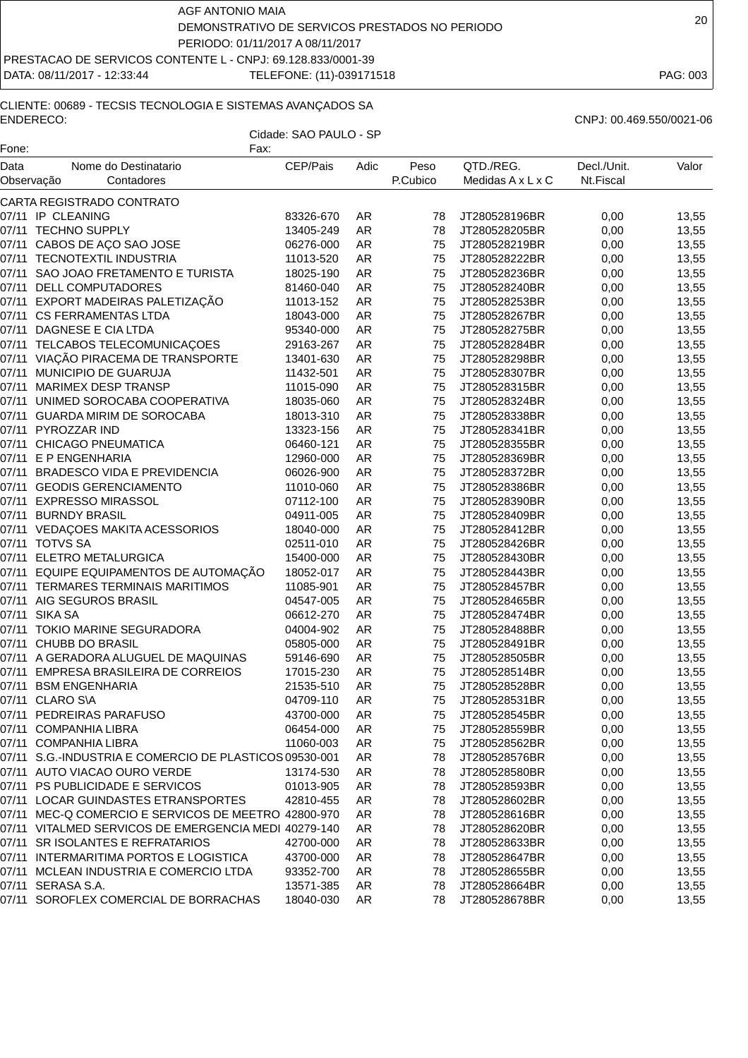AGF ANTONIO MAIA
DEMONSTRATIVO DE SERVICOS PRESTADOS NO PERIODO
PERIODO: 01/11/2017 A 08/11/2017
PRESTACAO DE SERVICOS CONTENTE L - CNPJ: 69.128.833/0001-39
DATA: 08/11/2017 - 12:33:44 TELEFONE: (11)-039171518

CLIENTE: 00689 - TECSIS TECNOLOGIA E SISTEMAS AVANÇADOS SA
ENDERECO: CNPJ: 00.469.550/0021-06
Cidade: SAO PAULO - SP
Fone: Fax:

| Data Observação | Nome do Destinatario Contadores | CEP/Pais | Adic | Peso P.Cubico | QTD./REG. Medidas A x L x C | Decl./Unit. Nt.Fiscal | Valor |
|---|---|---|---|---|---|---|---|
| CARTA REGISTRADO CONTRATO | | | | | | | |
| 07/11 | IP CLEANING | 83326-670 | AR | 78 | JT280528196BR | 0,00 | 13,55 |
| 07/11 | TECHNO SUPPLY | 13405-249 | AR | 78 | JT280528205BR | 0,00 | 13,55 |
| 07/11 | CABOS DE AÇO SAO JOSE | 06276-000 | AR | 75 | JT280528219BR | 0,00 | 13,55 |
| 07/11 | TECNOTEXTIL INDUSTRIA | 11013-520 | AR | 75 | JT280528222BR | 0,00 | 13,55 |
| 07/11 | SAO JOAO FRETAMENTO E TURISTA | 18025-190 | AR | 75 | JT280528236BR | 0,00 | 13,55 |
| 07/11 | DELL COMPUTADORES | 81460-040 | AR | 75 | JT280528240BR | 0,00 | 13,55 |
| 07/11 | EXPORT MADEIRAS PALETIZAÇÃO | 11013-152 | AR | 75 | JT280528253BR | 0,00 | 13,55 |
| 07/11 | CS FERRAMENTAS LTDA | 18043-000 | AR | 75 | JT280528267BR | 0,00 | 13,55 |
| 07/11 | DAGNESE E CIA LTDA | 95340-000 | AR | 75 | JT280528275BR | 0,00 | 13,55 |
| 07/11 | TELCABOS TELECOMUNICAÇOES | 29163-267 | AR | 75 | JT280528284BR | 0,00 | 13,55 |
| 07/11 | VIAÇÃO PIRACEMA DE TRANSPORTE | 13401-630 | AR | 75 | JT280528298BR | 0,00 | 13,55 |
| 07/11 | MUNICIPIO DE GUARUJA | 11432-501 | AR | 75 | JT280528307BR | 0,00 | 13,55 |
| 07/11 | MARIMEX DESP TRANSP | 11015-090 | AR | 75 | JT280528315BR | 0,00 | 13,55 |
| 07/11 | UNIMED SOROCABA COOPERATIVA | 18035-060 | AR | 75 | JT280528324BR | 0,00 | 13,55 |
| 07/11 | GUARDA MIRIM DE SOROCABA | 18013-310 | AR | 75 | JT280528338BR | 0,00 | 13,55 |
| 07/11 | PYROZZAR IND | 13323-156 | AR | 75 | JT280528341BR | 0,00 | 13,55 |
| 07/11 | CHICAGO PNEUMATICA | 06460-121 | AR | 75 | JT280528355BR | 0,00 | 13,55 |
| 07/11 | E P ENGENHARIA | 12960-000 | AR | 75 | JT280528369BR | 0,00 | 13,55 |
| 07/11 | BRADESCO VIDA E PREVIDENCIA | 06026-900 | AR | 75 | JT280528372BR | 0,00 | 13,55 |
| 07/11 | GEODIS GERENCIAMENTO | 11010-060 | AR | 75 | JT280528386BR | 0,00 | 13,55 |
| 07/11 | EXPRESSO MIRASSOL | 07112-100 | AR | 75 | JT280528390BR | 0,00 | 13,55 |
| 07/11 | BURNDY BRASIL | 04911-005 | AR | 75 | JT280528409BR | 0,00 | 13,55 |
| 07/11 | VEDAÇOES MAKITA ACESSORIOS | 18040-000 | AR | 75 | JT280528412BR | 0,00 | 13,55 |
| 07/11 | TOTVS SA | 02511-010 | AR | 75 | JT280528426BR | 0,00 | 13,55 |
| 07/11 | ELETRO METALURGICA | 15400-000 | AR | 75 | JT280528430BR | 0,00 | 13,55 |
| 07/11 | EQUIPE EQUIPAMENTOS DE AUTOMAÇÃO | 18052-017 | AR | 75 | JT280528443BR | 0,00 | 13,55 |
| 07/11 | TERMARES TERMINAIS MARITIMOS | 11085-901 | AR | 75 | JT280528457BR | 0,00 | 13,55 |
| 07/11 | AIG SEGUROS BRASIL | 04547-005 | AR | 75 | JT280528465BR | 0,00 | 13,55 |
| 07/11 | SIKA SA | 06612-270 | AR | 75 | JT280528474BR | 0,00 | 13,55 |
| 07/11 | TOKIO MARINE SEGURADORA | 04004-902 | AR | 75 | JT280528488BR | 0,00 | 13,55 |
| 07/11 | CHUBB DO BRASIL | 05805-000 | AR | 75 | JT280528491BR | 0,00 | 13,55 |
| 07/11 | A GERADORA ALUGUEL DE MAQUINAS | 59146-690 | AR | 75 | JT280528505BR | 0,00 | 13,55 |
| 07/11 | EMPRESA BRASILEIRA DE CORREIOS | 17015-230 | AR | 75 | JT280528514BR | 0,00 | 13,55 |
| 07/11 | BSM ENGENHARIA | 21535-510 | AR | 75 | JT280528528BR | 0,00 | 13,55 |
| 07/11 | CLARO S\A | 04709-110 | AR | 75 | JT280528531BR | 0,00 | 13,55 |
| 07/11 | PEDREIRAS PARAFUSO | 43700-000 | AR | 75 | JT280528545BR | 0,00 | 13,55 |
| 07/11 | COMPANHIA LIBRA | 06454-000 | AR | 75 | JT280528559BR | 0,00 | 13,55 |
| 07/11 | COMPANHIA LIBRA | 11060-003 | AR | 75 | JT280528562BR | 0,00 | 13,55 |
| 07/11 | S.G.-INDUSTRIA E COMERCIO DE PLASTICOS | 09530-001 | AR | 78 | JT280528576BR | 0,00 | 13,55 |
| 07/11 | AUTO VIACAO OURO VERDE | 13174-530 | AR | 78 | JT280528580BR | 0,00 | 13,55 |
| 07/11 | PS PUBLICIDADE E SERVICOS | 01013-905 | AR | 78 | JT280528593BR | 0,00 | 13,55 |
| 07/11 | LOCAR GUINDASTES ETRANSPORTES | 42810-455 | AR | 78 | JT280528602BR | 0,00 | 13,55 |
| 07/11 | MEC-Q COMERCIO E SERVICOS DE MEETRO | 42800-970 | AR | 78 | JT280528616BR | 0,00 | 13,55 |
| 07/11 | VITALMED SERVICOS DE EMERGENCIA MEDI | 40279-140 | AR | 78 | JT280528620BR | 0,00 | 13,55 |
| 07/11 | SR ISOLANTES E REFRATARIOS | 42700-000 | AR | 78 | JT280528633BR | 0,00 | 13,55 |
| 07/11 | INTERMARITIMA PORTOS E LOGISTICA | 43700-000 | AR | 78 | JT280528647BR | 0,00 | 13,55 |
| 07/11 | MCLEAN INDUSTRIA E COMERCIO LTDA | 93352-700 | AR | 78 | JT280528655BR | 0,00 | 13,55 |
| 07/11 | SERASA S.A. | 13571-385 | AR | 78 | JT280528664BR | 0,00 | 13,55 |
| 07/11 | SOROFLEX COMERCIAL DE BORRACHAS | 18040-030 | AR | 78 | JT280528678BR | 0,00 | 13,55 |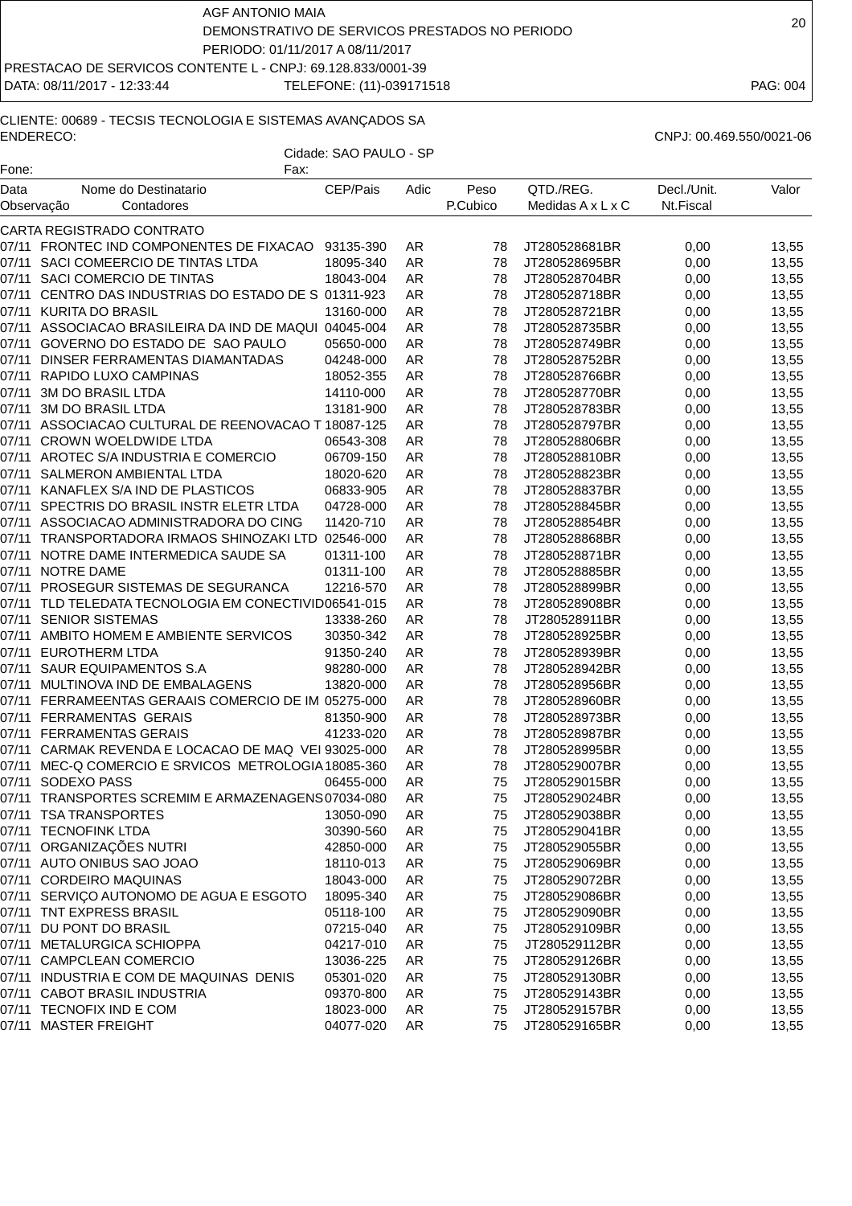AGF ANTONIO MAIA
DEMONSTRATIVO DE SERVICOS PRESTADOS NO PERIODO
PERIODO: 01/11/2017 A 08/11/2017
PRESTACAO DE SERVICOS CONTENTE L - CNPJ: 69.128.833/0001-39
DATA: 08/11/2017 - 12:33:44 TELEFONE: (11)-039171518

CLIENTE: 00689 - TECSIS TECNOLOGIA E SISTEMAS AVANÇADOS SA
ENDERECO: CNPJ: 00.469.550/0021-06
Cidade: SAO PAULO - SP
Fone: Fax:

| Data Observação | Nome do Destinatario Contadores | CEP/Pais | Adic | Peso P.Cubico | QTD./REG. Medidas A x L x C | Decl./Unit. Nt.Fiscal | Valor |
|---|---|---|---|---|---|---|---|
| CARTA REGISTRADO CONTRATO | | | | | | | |
| 07/11 | FRONTEC IND COMPONENTES DE FIXACAO | 93135-390 | AR | 78 | JT280528681BR | 0,00 | 13,55 |
| 07/11 | SACI COMEERCIO DE TINTAS LTDA | 18095-340 | AR | 78 | JT280528695BR | 0,00 | 13,55 |
| 07/11 | SACI COMERCIO DE TINTAS | 18043-004 | AR | 78 | JT280528704BR | 0,00 | 13,55 |
| 07/11 | CENTRO DAS INDUSTRIAS DO ESTADO DE S | 01311-923 | AR | 78 | JT280528718BR | 0,00 | 13,55 |
| 07/11 | KURITA DO BRASIL | 13160-000 | AR | 78 | JT280528721BR | 0,00 | 13,55 |
| 07/11 | ASSOCIACAO BRASILEIRA DA IND DE MAQUI | 04045-004 | AR | 78 | JT280528735BR | 0,00 | 13,55 |
| 07/11 | GOVERNO DO ESTADO DE SAO PAULO | 05650-000 | AR | 78 | JT280528749BR | 0,00 | 13,55 |
| 07/11 | DINSER FERRAMENTAS DIAMANTADAS | 04248-000 | AR | 78 | JT280528752BR | 0,00 | 13,55 |
| 07/11 | RAPIDO LUXO CAMPINAS | 18052-355 | AR | 78 | JT280528766BR | 0,00 | 13,55 |
| 07/11 | 3M DO BRASIL LTDA | 14110-000 | AR | 78 | JT280528770BR | 0,00 | 13,55 |
| 07/11 | 3M DO BRASIL LTDA | 13181-900 | AR | 78 | JT280528783BR | 0,00 | 13,55 |
| 07/11 | ASSOCIACAO CULTURAL DE REENOVACAO T | 18087-125 | AR | 78 | JT280528797BR | 0,00 | 13,55 |
| 07/11 | CROWN WOELDWIDE LTDA | 06543-308 | AR | 78 | JT280528806BR | 0,00 | 13,55 |
| 07/11 | AROTEC S/A INDUSTRIA E COMERCIO | 06709-150 | AR | 78 | JT280528810BR | 0,00 | 13,55 |
| 07/11 | SALMERON AMBIENTAL LTDA | 18020-620 | AR | 78 | JT280528823BR | 0,00 | 13,55 |
| 07/11 | KANAFLEX S/A IND DE PLASTICOS | 06833-905 | AR | 78 | JT280528837BR | 0,00 | 13,55 |
| 07/11 | SPECTRIS DO BRASIL INSTR ELETR LTDA | 04728-000 | AR | 78 | JT280528845BR | 0,00 | 13,55 |
| 07/11 | ASSOCIACAO ADMINISTRADORA DO CING | 11420-710 | AR | 78 | JT280528854BR | 0,00 | 13,55 |
| 07/11 | TRANSPORTADORA IRMAOS SHINOZAKI LTD | 02546-000 | AR | 78 | JT280528868BR | 0,00 | 13,55 |
| 07/11 | NOTRE DAME INTERMEDICA SAUDE SA | 01311-100 | AR | 78 | JT280528871BR | 0,00 | 13,55 |
| 07/11 | NOTRE DAME | 01311-100 | AR | 78 | JT280528885BR | 0,00 | 13,55 |
| 07/11 | PROSEGUR SISTEMAS DE SEGURANCA | 12216-570 | AR | 78 | JT280528899BR | 0,00 | 13,55 |
| 07/11 | TLD TELEDATA TECNOLOGIA EM CONECTIVID | 06541-015 | AR | 78 | JT280528908BR | 0,00 | 13,55 |
| 07/11 | SENIOR SISTEMAS | 13338-260 | AR | 78 | JT280528911BR | 0,00 | 13,55 |
| 07/11 | AMBITO HOMEM E AMBIENTE SERVICOS | 30350-342 | AR | 78 | JT280528925BR | 0,00 | 13,55 |
| 07/11 | EUROTHERM LTDA | 91350-240 | AR | 78 | JT280528939BR | 0,00 | 13,55 |
| 07/11 | SAUR EQUIPAMENTOS S.A | 98280-000 | AR | 78 | JT280528942BR | 0,00 | 13,55 |
| 07/11 | MULTINOVA IND DE EMBALAGENS | 13820-000 | AR | 78 | JT280528956BR | 0,00 | 13,55 |
| 07/11 | FERRAMEENTAS GERAAIS COMERCIO DE IM | 05275-000 | AR | 78 | JT280528960BR | 0,00 | 13,55 |
| 07/11 | FERRAMENTAS GERAIS | 81350-900 | AR | 78 | JT280528973BR | 0,00 | 13,55 |
| 07/11 | FERRAMENTAS GERAIS | 41233-020 | AR | 78 | JT280528987BR | 0,00 | 13,55 |
| 07/11 | CARMAK REVENDA E LOCACAO DE MAQ VEI | 93025-000 | AR | 78 | JT280528995BR | 0,00 | 13,55 |
| 07/11 | MEC-Q COMERCIO E SRVICOS METROLOGIA | 18085-360 | AR | 78 | JT280529007BR | 0,00 | 13,55 |
| 07/11 | SODEXO PASS | 06455-000 | AR | 75 | JT280529015BR | 0,00 | 13,55 |
| 07/11 | TRANSPORTES SCREMIM E ARMAZENAGENS | 07034-080 | AR | 75 | JT280529024BR | 0,00 | 13,55 |
| 07/11 | TSA TRANSPORTES | 13050-090 | AR | 75 | JT280529038BR | 0,00 | 13,55 |
| 07/11 | TECNOFINK LTDA | 30390-560 | AR | 75 | JT280529041BR | 0,00 | 13,55 |
| 07/11 | ORGANIZAÇÕES NUTRI | 42850-000 | AR | 75 | JT280529055BR | 0,00 | 13,55 |
| 07/11 | AUTO ONIBUS SAO JOAO | 18110-013 | AR | 75 | JT280529069BR | 0,00 | 13,55 |
| 07/11 | CORDEIRO MAQUINAS | 18043-000 | AR | 75 | JT280529072BR | 0,00 | 13,55 |
| 07/11 | SERVIÇO AUTONOMO DE AGUA E ESGOTO | 18095-340 | AR | 75 | JT280529086BR | 0,00 | 13,55 |
| 07/11 | TNT EXPRESS BRASIL | 05118-100 | AR | 75 | JT280529090BR | 0,00 | 13,55 |
| 07/11 | DU PONT DO BRASIL | 07215-040 | AR | 75 | JT280529109BR | 0,00 | 13,55 |
| 07/11 | METALURGICA SCHIOPPA | 04217-010 | AR | 75 | JT280529112BR | 0,00 | 13,55 |
| 07/11 | CAMPCLEAN COMERCIO | 13036-225 | AR | 75 | JT280529126BR | 0,00 | 13,55 |
| 07/11 | INDUSTRIA E COM DE MAQUINAS DENIS | 05301-020 | AR | 75 | JT280529130BR | 0,00 | 13,55 |
| 07/11 | CABOT BRASIL INDUSTRIA | 09370-800 | AR | 75 | JT280529143BR | 0,00 | 13,55 |
| 07/11 | TECNOFIX IND E COM | 18023-000 | AR | 75 | JT280529157BR | 0,00 | 13,55 |
| 07/11 | MASTER FREIGHT | 04077-020 | AR | 75 | JT280529165BR | 0,00 | 13,55 |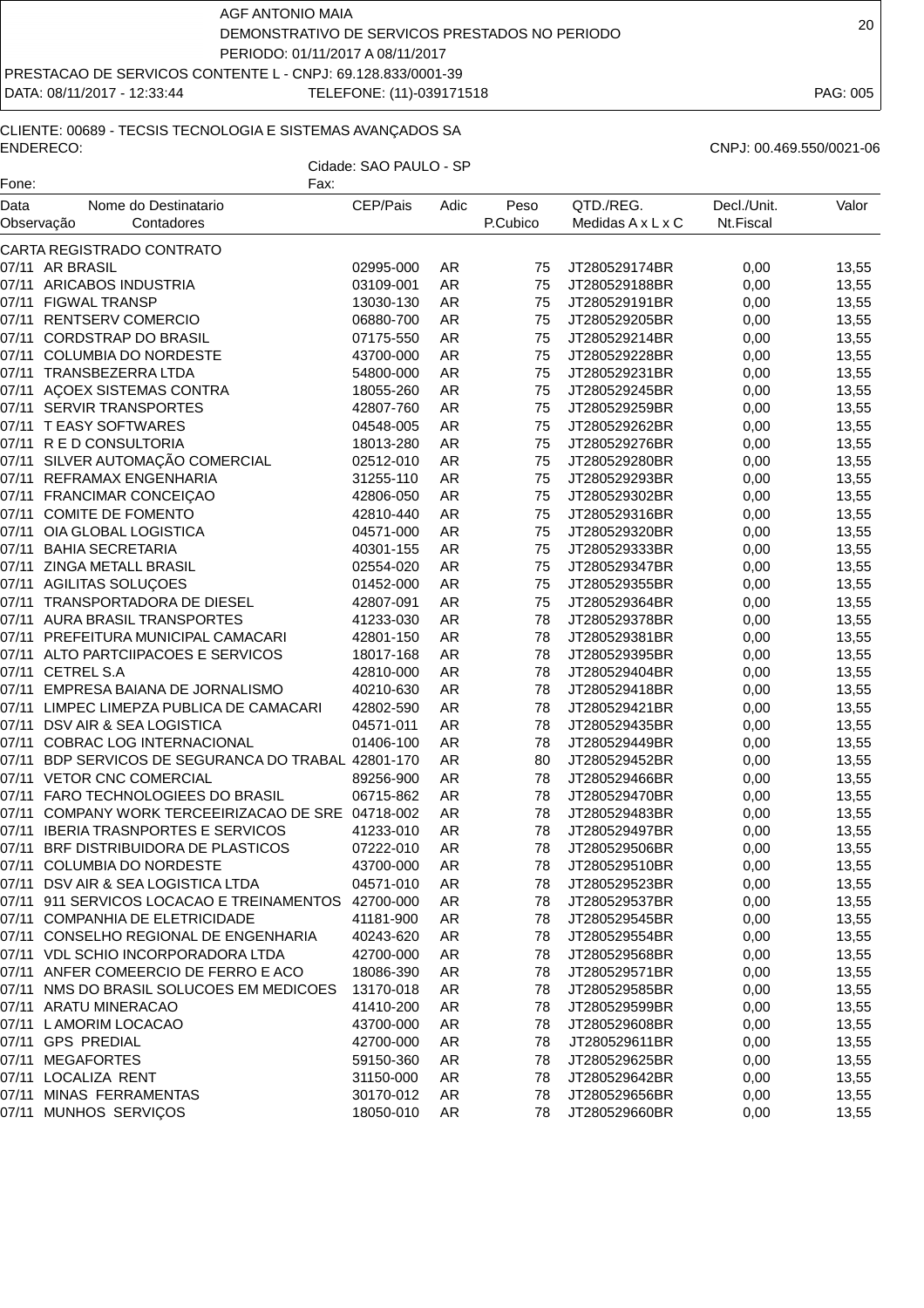AGF ANTONIO MAIA

DEMONSTRATIVO DE SERVICOS PRESTADOS NO PERIODO

PERIODO: 01/11/2017 A 08/11/2017

PRESTACAO DE SERVICOS CONTENTE L - CNPJ: 69.128.833/0001-39

DATA: 08/11/2017 - 12:33:44 TELEFONE: (11)-039171518

CLIENTE: 00689 - TECSIS TECNOLOGIA E SISTEMAS AVANÇADOS SA

ENDERECO: CNPJ: 00.469.550/0021-06

Cidade: SAO PAULO - SP

Fone: Fax:

| Data Observação | Nome do Destinatario Contadores | CEP/Pais | Adic | Peso P.Cubico | QTD./REG. Medidas A x L x C | Decl./Unit. Nt.Fiscal | Valor |
|---|---|---|---|---|---|---|---|
| CARTA REGISTRADO CONTRATO | | | | | | | |
| 07/11 | AR BRASIL | 02995-000 | AR | 75 | JT280529174BR | 0,00 | 13,55 |
| 07/11 | ARICABOS INDUSTRIA | 03109-001 | AR | 75 | JT280529188BR | 0,00 | 13,55 |
| 07/11 | FIGWAL TRANSP | 13030-130 | AR | 75 | JT280529191BR | 0,00 | 13,55 |
| 07/11 | RENTSERV COMERCIO | 06880-700 | AR | 75 | JT280529205BR | 0,00 | 13,55 |
| 07/11 | CORDSTRAP DO BRASIL | 07175-550 | AR | 75 | JT280529214BR | 0,00 | 13,55 |
| 07/11 | COLUMBIA DO NORDESTE | 43700-000 | AR | 75 | JT280529228BR | 0,00 | 13,55 |
| 07/11 | TRANSBEZERRA LTDA | 54800-000 | AR | 75 | JT280529231BR | 0,00 | 13,55 |
| 07/11 | AÇOEX SISTEMAS CONTRA | 18055-260 | AR | 75 | JT280529245BR | 0,00 | 13,55 |
| 07/11 | SERVIR TRANSPORTES | 42807-760 | AR | 75 | JT280529259BR | 0,00 | 13,55 |
| 07/11 | T EASY SOFTWARES | 04548-005 | AR | 75 | JT280529262BR | 0,00 | 13,55 |
| 07/11 | R E D CONSULTORIA | 18013-280 | AR | 75 | JT280529276BR | 0,00 | 13,55 |
| 07/11 | SILVER AUTOMAÇÃO COMERCIAL | 02512-010 | AR | 75 | JT280529280BR | 0,00 | 13,55 |
| 07/11 | REFRAMAX ENGENHARIA | 31255-110 | AR | 75 | JT280529293BR | 0,00 | 13,55 |
| 07/11 | FRANCIMAR CONCEIÇAO | 42806-050 | AR | 75 | JT280529302BR | 0,00 | 13,55 |
| 07/11 | COMITE DE FOMENTO | 42810-440 | AR | 75 | JT280529316BR | 0,00 | 13,55 |
| 07/11 | OIA GLOBAL LOGISTICA | 04571-000 | AR | 75 | JT280529320BR | 0,00 | 13,55 |
| 07/11 | BAHIA SECRETARIA | 40301-155 | AR | 75 | JT280529333BR | 0,00 | 13,55 |
| 07/11 | ZINGA METALL BRASIL | 02554-020 | AR | 75 | JT280529347BR | 0,00 | 13,55 |
| 07/11 | AGILITAS SOLUÇOES | 01452-000 | AR | 75 | JT280529355BR | 0,00 | 13,55 |
| 07/11 | TRANSPORTADORA DE DIESEL | 42807-091 | AR | 75 | JT280529364BR | 0,00 | 13,55 |
| 07/11 | AURA BRASIL TRANSPORTES | 41233-030 | AR | 78 | JT280529378BR | 0,00 | 13,55 |
| 07/11 | PREFEITURA MUNICIPAL CAMACARI | 42801-150 | AR | 78 | JT280529381BR | 0,00 | 13,55 |
| 07/11 | ALTO PARTCIIPACOES E SERVICOS | 18017-168 | AR | 78 | JT280529395BR | 0,00 | 13,55 |
| 07/11 | CETREL S.A | 42810-000 | AR | 78 | JT280529404BR | 0,00 | 13,55 |
| 07/11 | EMPRESA BAIANA DE JORNALISMO | 40210-630 | AR | 78 | JT280529418BR | 0,00 | 13,55 |
| 07/11 | LIMPEC LIMEPZA PUBLICA DE CAMACARI | 42802-590 | AR | 78 | JT280529421BR | 0,00 | 13,55 |
| 07/11 | DSV AIR & SEA LOGISTICA | 04571-011 | AR | 78 | JT280529435BR | 0,00 | 13,55 |
| 07/11 | COBRAC LOG INTERNACIONAL | 01406-100 | AR | 78 | JT280529449BR | 0,00 | 13,55 |
| 07/11 | BDP SERVICOS DE SEGURANCA DO TRABAL | 42801-170 | AR | 80 | JT280529452BR | 0,00 | 13,55 |
| 07/11 | VETOR CNC COMERCIAL | 89256-900 | AR | 78 | JT280529466BR | 0,00 | 13,55 |
| 07/11 | FARO TECHNOLOGIEES DO BRASIL | 06715-862 | AR | 78 | JT280529470BR | 0,00 | 13,55 |
| 07/11 | COMPANY WORK TERCEEIRIZACAO DE SRE | 04718-002 | AR | 78 | JT280529483BR | 0,00 | 13,55 |
| 07/11 | IBERIA TRASNPORTES E SERVICOS | 41233-010 | AR | 78 | JT280529497BR | 0,00 | 13,55 |
| 07/11 | BRF DISTRIBUIDORA DE PLASTICOS | 07222-010 | AR | 78 | JT280529506BR | 0,00 | 13,55 |
| 07/11 | COLUMBIA DO NORDESTE | 43700-000 | AR | 78 | JT280529510BR | 0,00 | 13,55 |
| 07/11 | DSV AIR & SEA LOGISTICA LTDA | 04571-010 | AR | 78 | JT280529523BR | 0,00 | 13,55 |
| 07/11 | 911 SERVICOS LOCACAO E TREINAMENTOS | 42700-000 | AR | 78 | JT280529537BR | 0,00 | 13,55 |
| 07/11 | COMPANHIA DE ELETRICIDADE | 41181-900 | AR | 78 | JT280529545BR | 0,00 | 13,55 |
| 07/11 | CONSELHO REGIONAL DE ENGENHARIA | 40243-620 | AR | 78 | JT280529554BR | 0,00 | 13,55 |
| 07/11 | VDL SCHIO INCORPORADORA LTDA | 42700-000 | AR | 78 | JT280529568BR | 0,00 | 13,55 |
| 07/11 | ANFER COMEERCIO DE FERRO E ACO | 18086-390 | AR | 78 | JT280529571BR | 0,00 | 13,55 |
| 07/11 | NMS DO BRASIL SOLUCOES EM MEDICOES | 13170-018 | AR | 78 | JT280529585BR | 0,00 | 13,55 |
| 07/11 | ARATU MINERACAO | 41410-200 | AR | 78 | JT280529599BR | 0,00 | 13,55 |
| 07/11 | L AMORIM LOCACAO | 43700-000 | AR | 78 | JT280529608BR | 0,00 | 13,55 |
| 07/11 | GPS PREDIAL | 42700-000 | AR | 78 | JT280529611BR | 0,00 | 13,55 |
| 07/11 | MEGAFORTES | 59150-360 | AR | 78 | JT280529625BR | 0,00 | 13,55 |
| 07/11 | LOCALIZA RENT | 31150-000 | AR | 78 | JT280529642BR | 0,00 | 13,55 |
| 07/11 | MINAS FERRAMENTAS | 30170-012 | AR | 78 | JT280529656BR | 0,00 | 13,55 |
| 07/11 | MUNHOS SERVIÇOS | 18050-010 | AR | 78 | JT280529660BR | 0,00 | 13,55 |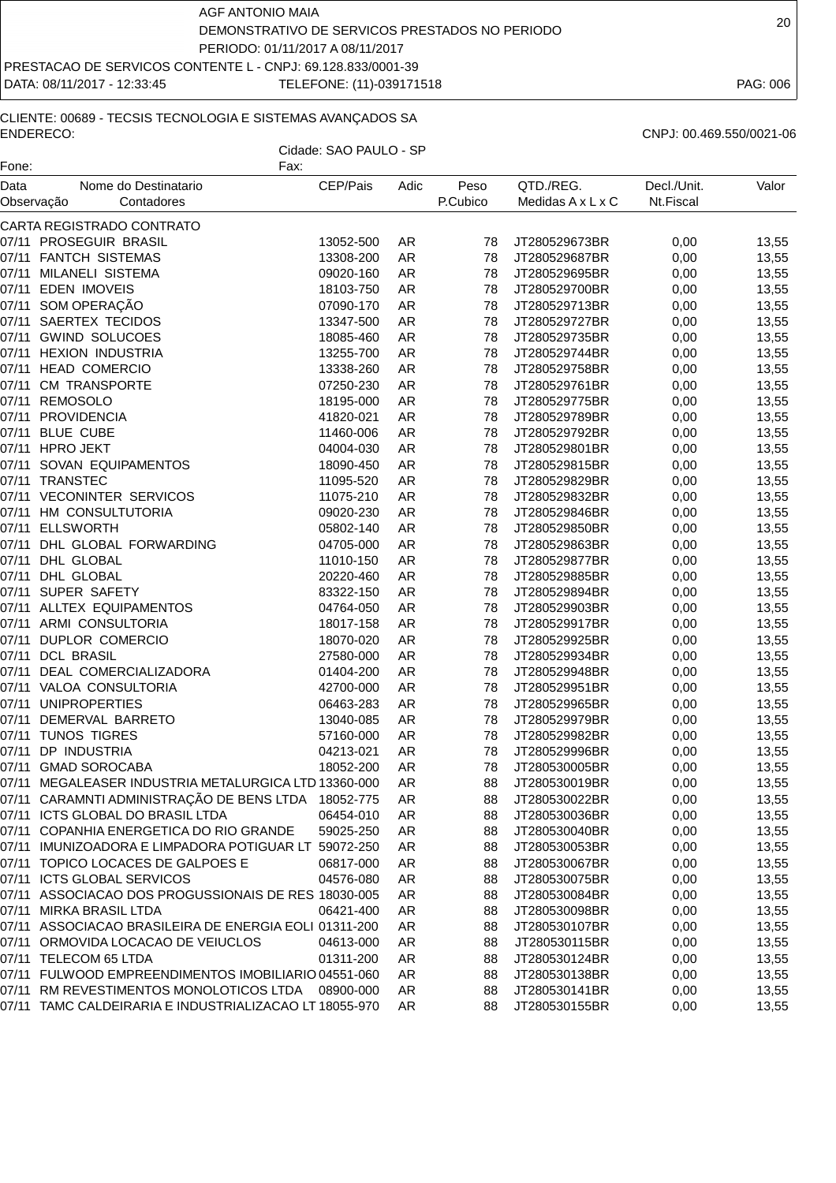AGF ANTONIO MAIA
DEMONSTRATIVO DE SERVICOS PRESTADOS NO PERIODO
PERIODO: 01/11/2017 A 08/11/2017

PRESTACAO DE SERVICOS CONTENTE L - CNPJ: 69.128.833/0001-39

DATA: 08/11/2017 - 12:33:45 TELEFONE: (11)-039171518

CLIENTE: 00689 - TECSIS TECNOLOGIA E SISTEMAS AVANÇADOS SA
ENDERECO: CNPJ: 00.469.550/0021-06
Cidade: SAO PAULO - SP
Fone: Fax:

| Data Observação | Nome do Destinatario Contadores | CEP/Pais | Adic | Peso P.Cubico | QTD./REG. Medidas A x L x C | Decl./Unit. Nt.Fiscal | Valor |
|---|---|---|---|---|---|---|---|
| | CARTA REGISTRADO CONTRATO | | | | | | |
| 07/11 | PROSEGUIR BRASIL | 13052-500 | AR | 78 | JT280529673BR | 0,00 | 13,55 |
| 07/11 | FANTCH SISTEMAS | 13308-200 | AR | 78 | JT280529687BR | 0,00 | 13,55 |
| 07/11 | MILANELI SISTEMA | 09020-160 | AR | 78 | JT280529695BR | 0,00 | 13,55 |
| 07/11 | EDEN IMOVEIS | 18103-750 | AR | 78 | JT280529700BR | 0,00 | 13,55 |
| 07/11 | SOM OPERAÇÃO | 07090-170 | AR | 78 | JT280529713BR | 0,00 | 13,55 |
| 07/11 | SAERTEX TECIDOS | 13347-500 | AR | 78 | JT280529727BR | 0,00 | 13,55 |
| 07/11 | GWIND SOLUCOES | 18085-460 | AR | 78 | JT280529735BR | 0,00 | 13,55 |
| 07/11 | HEXION INDUSTRIA | 13255-700 | AR | 78 | JT280529744BR | 0,00 | 13,55 |
| 07/11 | HEAD COMERCIO | 13338-260 | AR | 78 | JT280529758BR | 0,00 | 13,55 |
| 07/11 | CM TRANSPORTE | 07250-230 | AR | 78 | JT280529761BR | 0,00 | 13,55 |
| 07/11 | REMOSOLO | 18195-000 | AR | 78 | JT280529775BR | 0,00 | 13,55 |
| 07/11 | PROVIDENCIA | 41820-021 | AR | 78 | JT280529789BR | 0,00 | 13,55 |
| 07/11 | BLUE CUBE | 11460-006 | AR | 78 | JT280529792BR | 0,00 | 13,55 |
| 07/11 | HPRO JEKT | 04004-030 | AR | 78 | JT280529801BR | 0,00 | 13,55 |
| 07/11 | SOVAN EQUIPAMENTOS | 18090-450 | AR | 78 | JT280529815BR | 0,00 | 13,55 |
| 07/11 | TRANSTEC | 11095-520 | AR | 78 | JT280529829BR | 0,00 | 13,55 |
| 07/11 | VECONINTER SERVICOS | 11075-210 | AR | 78 | JT280529832BR | 0,00 | 13,55 |
| 07/11 | HM CONSULTUTORIA | 09020-230 | AR | 78 | JT280529846BR | 0,00 | 13,55 |
| 07/11 | ELLSWORTH | 05802-140 | AR | 78 | JT280529850BR | 0,00 | 13,55 |
| 07/11 | DHL GLOBAL FORWARDING | 04705-000 | AR | 78 | JT280529863BR | 0,00 | 13,55 |
| 07/11 | DHL GLOBAL | 11010-150 | AR | 78 | JT280529877BR | 0,00 | 13,55 |
| 07/11 | DHL GLOBAL | 20220-460 | AR | 78 | JT280529885BR | 0,00 | 13,55 |
| 07/11 | SUPER SAFETY | 83322-150 | AR | 78 | JT280529894BR | 0,00 | 13,55 |
| 07/11 | ALLTEX EQUIPAMENTOS | 04764-050 | AR | 78 | JT280529903BR | 0,00 | 13,55 |
| 07/11 | ARMI CONSULTORIA | 18017-158 | AR | 78 | JT280529917BR | 0,00 | 13,55 |
| 07/11 | DUPLOR COMERCIO | 18070-020 | AR | 78 | JT280529925BR | 0,00 | 13,55 |
| 07/11 | DCL BRASIL | 27580-000 | AR | 78 | JT280529934BR | 0,00 | 13,55 |
| 07/11 | DEAL COMERCIALIZADORA | 01404-200 | AR | 78 | JT280529948BR | 0,00 | 13,55 |
| 07/11 | VALOA CONSULTORIA | 42700-000 | AR | 78 | JT280529951BR | 0,00 | 13,55 |
| 07/11 | UNIPROPERTIES | 06463-283 | AR | 78 | JT280529965BR | 0,00 | 13,55 |
| 07/11 | DEMERVAL BARRETO | 13040-085 | AR | 78 | JT280529979BR | 0,00 | 13,55 |
| 07/11 | TUNOS TIGRES | 57160-000 | AR | 78 | JT280529982BR | 0,00 | 13,55 |
| 07/11 | DP INDUSTRIA | 04213-021 | AR | 78 | JT280529996BR | 0,00 | 13,55 |
| 07/11 | GMAD SOROCABA | 18052-200 | AR | 78 | JT280530005BR | 0,00 | 13,55 |
| 07/11 | MEGALEASER INDUSTRIA METALURGICA LTD | 13360-000 | AR | 88 | JT280530019BR | 0,00 | 13,55 |
| 07/11 | CARAMNTI ADMINISTRAÇÃO DE BENS LTDA | 18052-775 | AR | 88 | JT280530022BR | 0,00 | 13,55 |
| 07/11 | ICTS GLOBAL DO BRASIL LTDA | 06454-010 | AR | 88 | JT280530036BR | 0,00 | 13,55 |
| 07/11 | COPANHIA ENERGETICA DO RIO GRANDE | 59025-250 | AR | 88 | JT280530040BR | 0,00 | 13,55 |
| 07/11 | IMUNIZOADORA E LIMPADORA POTIGUAR LT | 59072-250 | AR | 88 | JT280530053BR | 0,00 | 13,55 |
| 07/11 | TOPICO LOCACES DE GALPOES E | 06817-000 | AR | 88 | JT280530067BR | 0,00 | 13,55 |
| 07/11 | ICTS GLOBAL SERVICOS | 04576-080 | AR | 88 | JT280530075BR | 0,00 | 13,55 |
| 07/11 | ASSOCIACAO DOS PROGUSSIONAIS DE RES | 18030-005 | AR | 88 | JT280530084BR | 0,00 | 13,55 |
| 07/11 | MIRKA BRASIL LTDA | 06421-400 | AR | 88 | JT280530098BR | 0,00 | 13,55 |
| 07/11 | ASSOCIACAO BRASILEIRA DE ENERGIA EOLI | 01311-200 | AR | 88 | JT280530107BR | 0,00 | 13,55 |
| 07/11 | ORMOVIDA LOCACAO DE VEIUCLOS | 04613-000 | AR | 88 | JT280530115BR | 0,00 | 13,55 |
| 07/11 | TELECOM 65 LTDA | 01311-200 | AR | 88 | JT280530124BR | 0,00 | 13,55 |
| 07/11 | FULWOOD EMPREENDIMENTOS IMOBILIARIO | 04551-060 | AR | 88 | JT280530138BR | 0,00 | 13,55 |
| 07/11 | RM REVESTIMENTOS MONOLOTICOS LTDA | 08900-000 | AR | 88 | JT280530141BR | 0,00 | 13,55 |
| 07/11 | TAMC CALDEIRARIA E INDUSTRIALIZACAO LT | 18055-970 | AR | 88 | JT280530155BR | 0,00 | 13,55 |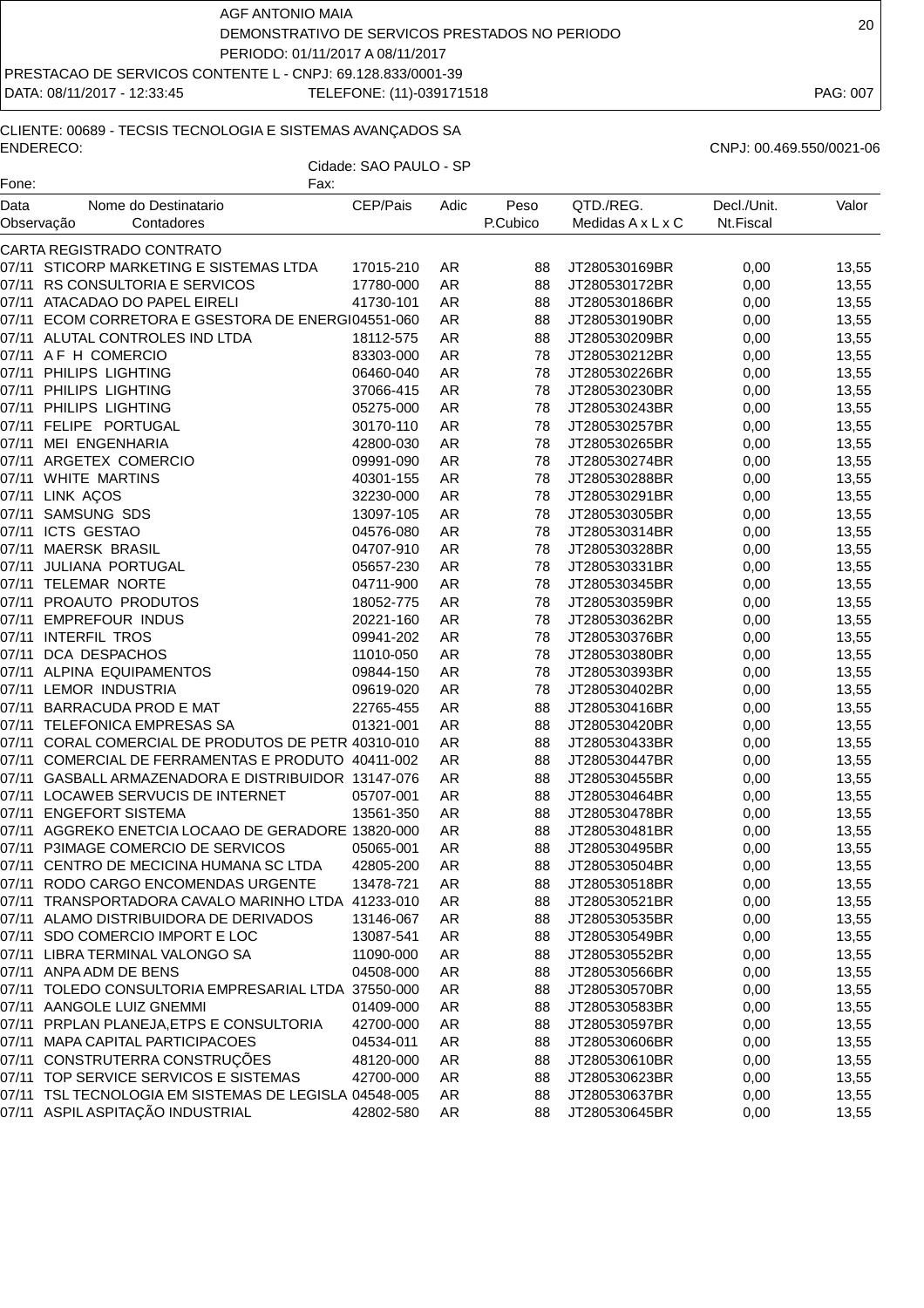AGF ANTONIO MAIA
DEMONSTRATIVO DE SERVICOS PRESTADOS NO PERIODO
PERIODO: 01/11/2017 A 08/11/2017
PRESTACAO DE SERVICOS CONTENTE L - CNPJ: 69.128.833/0001-39
DATA: 08/11/2017 - 12:33:45 TELEFONE: (11)-039171518

CLIENTE: 00689 - TECSIS TECNOLOGIA E SISTEMAS AVANÇADOS SA
ENDERECO: CNPJ: 00.469.550/0021-06
Cidade: SAO PAULO - SP
Fone: Fax:

| Data Observação | Nome do Destinatario Contadores | CEP/Pais | Adic | Peso P.Cubico | QTD./REG. Medidas A x L x C | Decl./Unit. Nt.Fiscal | Valor |
|---|---|---|---|---|---|---|---|
| CARTA REGISTRADO CONTRATO | | | | | | | |
| 07/11 | STICORP MARKETING E SISTEMAS LTDA | 17015-210 | AR | 88 | JT280530169BR | 0,00 | 13,55 |
| 07/11 | RS CONSULTORIA E SERVICOS | 17780-000 | AR | 88 | JT280530172BR | 0,00 | 13,55 |
| 07/11 | ATACADAO DO PAPEL EIRELI | 41730-101 | AR | 88 | JT280530186BR | 0,00 | 13,55 |
| 07/11 | ECOM CORRETORA E GSESTORA DE ENERGI | 04551-060 | AR | 88 | JT280530190BR | 0,00 | 13,55 |
| 07/11 | ALUTAL CONTROLES IND LTDA | 18112-575 | AR | 88 | JT280530209BR | 0,00 | 13,55 |
| 07/11 | A F H COMERCIO | 83303-000 | AR | 78 | JT280530212BR | 0,00 | 13,55 |
| 07/11 | PHILIPS LIGHTING | 06460-040 | AR | 78 | JT280530226BR | 0,00 | 13,55 |
| 07/11 | PHILIPS LIGHTING | 37066-415 | AR | 78 | JT280530230BR | 0,00 | 13,55 |
| 07/11 | PHILIPS LIGHTING | 05275-000 | AR | 78 | JT280530243BR | 0,00 | 13,55 |
| 07/11 | FELIPE PORTUGAL | 30170-110 | AR | 78 | JT280530257BR | 0,00 | 13,55 |
| 07/11 | MEI ENGENHARIA | 42800-030 | AR | 78 | JT280530265BR | 0,00 | 13,55 |
| 07/11 | ARGETEX COMERCIO | 09991-090 | AR | 78 | JT280530274BR | 0,00 | 13,55 |
| 07/11 | WHITE MARTINS | 40301-155 | AR | 78 | JT280530288BR | 0,00 | 13,55 |
| 07/11 | LINK AÇOS | 32230-000 | AR | 78 | JT280530291BR | 0,00 | 13,55 |
| 07/11 | SAMSUNG SDS | 13097-105 | AR | 78 | JT280530305BR | 0,00 | 13,55 |
| 07/11 | ICTS GESTAO | 04576-080 | AR | 78 | JT280530314BR | 0,00 | 13,55 |
| 07/11 | MAERSK BRASIL | 04707-910 | AR | 78 | JT280530328BR | 0,00 | 13,55 |
| 07/11 | JULIANA PORTUGAL | 05657-230 | AR | 78 | JT280530331BR | 0,00 | 13,55 |
| 07/11 | TELEMAR NORTE | 04711-900 | AR | 78 | JT280530345BR | 0,00 | 13,55 |
| 07/11 | PROAUTO PRODUTOS | 18052-775 | AR | 78 | JT280530359BR | 0,00 | 13,55 |
| 07/11 | EMPREFOUR INDUS | 20221-160 | AR | 78 | JT280530362BR | 0,00 | 13,55 |
| 07/11 | INTERFIL TROS | 09941-202 | AR | 78 | JT280530376BR | 0,00 | 13,55 |
| 07/11 | DCA DESPACHOS | 11010-050 | AR | 78 | JT280530380BR | 0,00 | 13,55 |
| 07/11 | ALPINA EQUIPAMENTOS | 09844-150 | AR | 78 | JT280530393BR | 0,00 | 13,55 |
| 07/11 | LEMOR INDUSTRIA | 09619-020 | AR | 78 | JT280530402BR | 0,00 | 13,55 |
| 07/11 | BARRACUDA PROD E MAT | 22765-455 | AR | 88 | JT280530416BR | 0,00 | 13,55 |
| 07/11 | TELEFONICA EMPRESAS SA | 01321-001 | AR | 88 | JT280530420BR | 0,00 | 13,55 |
| 07/11 | CORAL COMERCIAL DE PRODUTOS DE PETR | 40310-010 | AR | 88 | JT280530433BR | 0,00 | 13,55 |
| 07/11 | COMERCIAL DE FERRAMENTAS E PRODUTO | 40411-002 | AR | 88 | JT280530447BR | 0,00 | 13,55 |
| 07/11 | GASBALL ARMAZENADORA E DISTRIBUIDOR | 13147-076 | AR | 88 | JT280530455BR | 0,00 | 13,55 |
| 07/11 | LOCAWEB SERVUCIS DE INTERNET | 05707-001 | AR | 88 | JT280530464BR | 0,00 | 13,55 |
| 07/11 | ENGEFORT SISTEMA | 13561-350 | AR | 88 | JT280530478BR | 0,00 | 13,55 |
| 07/11 | AGGREKO ENETCIA LOCAAO DE GERADORE | 13820-000 | AR | 88 | JT280530481BR | 0,00 | 13,55 |
| 07/11 | P3IMAGE COMERCIO DE SERVICOS | 05065-001 | AR | 88 | JT280530495BR | 0,00 | 13,55 |
| 07/11 | CENTRO DE MECICINA HUMANA SC LTDA | 42805-200 | AR | 88 | JT280530504BR | 0,00 | 13,55 |
| 07/11 | RODO CARGO ENCOMENDAS URGENTE | 13478-721 | AR | 88 | JT280530518BR | 0,00 | 13,55 |
| 07/11 | TRANSPORTADORA CAVALO MARINHO LTDA | 41233-010 | AR | 88 | JT280530521BR | 0,00 | 13,55 |
| 07/11 | ALAMO DISTRIBUIDORA DE DERIVADOS | 13146-067 | AR | 88 | JT280530535BR | 0,00 | 13,55 |
| 07/11 | SDO COMERCIO IMPORT E LOC | 13087-541 | AR | 88 | JT280530549BR | 0,00 | 13,55 |
| 07/11 | LIBRA TERMINAL VALONGO SA | 11090-000 | AR | 88 | JT280530552BR | 0,00 | 13,55 |
| 07/11 | ANPA ADM DE BENS | 04508-000 | AR | 88 | JT280530566BR | 0,00 | 13,55 |
| 07/11 | TOLEDO CONSULTORIA EMPRESARIAL LTDA | 37550-000 | AR | 88 | JT280530570BR | 0,00 | 13,55 |
| 07/11 | AANGOLE LUIZ GNEMMI | 01409-000 | AR | 88 | JT280530583BR | 0,00 | 13,55 |
| 07/11 | PRPLAN PLANEJA,ETPS E CONSULTORIA | 42700-000 | AR | 88 | JT280530597BR | 0,00 | 13,55 |
| 07/11 | MAPA CAPITAL PARTICIPACOES | 04534-011 | AR | 88 | JT280530606BR | 0,00 | 13,55 |
| 07/11 | CONSTRUTERRA CONSTRUÇÕES | 48120-000 | AR | 88 | JT280530610BR | 0,00 | 13,55 |
| 07/11 | TOP SERVICE SERVICOS E SISTEMAS | 42700-000 | AR | 88 | JT280530623BR | 0,00 | 13,55 |
| 07/11 | TSL TECNOLOGIA EM SISTEMAS DE LEGISLA | 04548-005 | AR | 88 | JT280530637BR | 0,00 | 13,55 |
| 07/11 | ASPIL ASPITAÇÃO INDUSTRIAL | 42802-580 | AR | 88 | JT280530645BR | 0,00 | 13,55 |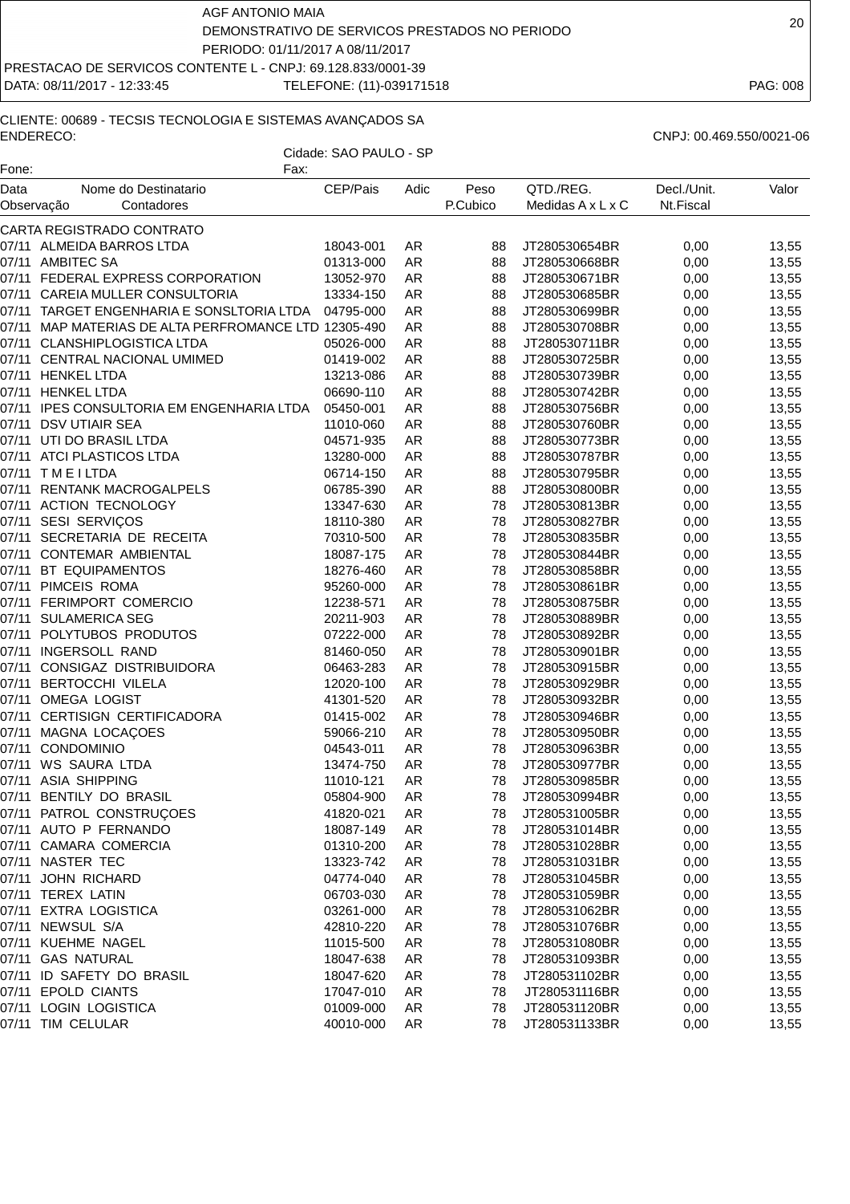AGF ANTONIO MAIA
DEMONSTRATIVO DE SERVICOS PRESTADOS NO PERIODO
PERIODO: 01/11/2017 A 08/11/2017

PRESTACAO DE SERVICOS CONTENTE L - CNPJ: 69.128.833/0001-39
DATA: 08/11/2017 - 12:33:45 TELEFONE: (11)-039171518

CLIENTE: 00689 - TECSIS TECNOLOGIA E SISTEMAS AVANÇADOS SA
ENDERECO: CNPJ: 00.469.550/0021-06
Cidade: SAO PAULO - SP
Fone: Fax:

| Data Observação | Nome do Destinatario Contadores | CEP/Pais | Adic | Peso P.Cubico | QTD./REG. Medidas A x L x C | Decl./Unit. Nt.Fiscal | Valor |
|---|---|---|---|---|---|---|---|
| CARTA REGISTRADO CONTRATO | | | | | | | |
| 07/11 | ALMEIDA BARROS LTDA | 18043-001 | AR | 88 | JT280530654BR | 0,00 | 13,55 |
| 07/11 | AMBITEC SA | 01313-000 | AR | 88 | JT280530668BR | 0,00 | 13,55 |
| 07/11 | FEDERAL EXPRESS CORPORATION | 13052-970 | AR | 88 | JT280530671BR | 0,00 | 13,55 |
| 07/11 | CAREIA MULLER CONSULTORIA | 13334-150 | AR | 88 | JT280530685BR | 0,00 | 13,55 |
| 07/11 | TARGET ENGENHARIA E SONSLTORIA LTDA | 04795-000 | AR | 88 | JT280530699BR | 0,00 | 13,55 |
| 07/11 | MAP MATERIAS DE ALTA PERFROMANCE LTD | 12305-490 | AR | 88 | JT280530708BR | 0,00 | 13,55 |
| 07/11 | CLANSHIPLOGISTICA LTDA | 05026-000 | AR | 88 | JT280530711BR | 0,00 | 13,55 |
| 07/11 | CENTRAL NACIONAL UMIMED | 01419-002 | AR | 88 | JT280530725BR | 0,00 | 13,55 |
| 07/11 | HENKEL LTDA | 13213-086 | AR | 88 | JT280530739BR | 0,00 | 13,55 |
| 07/11 | HENKEL LTDA | 06690-110 | AR | 88 | JT280530742BR | 0,00 | 13,55 |
| 07/11 | IPES CONSULTORIA EM ENGENHARIA LTDA | 05450-001 | AR | 88 | JT280530756BR | 0,00 | 13,55 |
| 07/11 | DSV UTIAIR SEA | 11010-060 | AR | 88 | JT280530760BR | 0,00 | 13,55 |
| 07/11 | UTI DO BRASIL LTDA | 04571-935 | AR | 88 | JT280530773BR | 0,00 | 13,55 |
| 07/11 | ATCI PLASTICOS LTDA | 13280-000 | AR | 88 | JT280530787BR | 0,00 | 13,55 |
| 07/11 | T M E I LTDA | 06714-150 | AR | 88 | JT280530795BR | 0,00 | 13,55 |
| 07/11 | RENTANK MACROGALPELS | 06785-390 | AR | 88 | JT280530800BR | 0,00 | 13,55 |
| 07/11 | ACTION TECNOLOGY | 13347-630 | AR | 78 | JT280530813BR | 0,00 | 13,55 |
| 07/11 | SESI SERVIÇOS | 18110-380 | AR | 78 | JT280530827BR | 0,00 | 13,55 |
| 07/11 | SECRETARIA DE RECEITA | 70310-500 | AR | 78 | JT280530835BR | 0,00 | 13,55 |
| 07/11 | CONTEMAR AMBIENTAL | 18087-175 | AR | 78 | JT280530844BR | 0,00 | 13,55 |
| 07/11 | BT EQUIPAMENTOS | 18276-460 | AR | 78 | JT280530858BR | 0,00 | 13,55 |
| 07/11 | PIMCEIS ROMA | 95260-000 | AR | 78 | JT280530861BR | 0,00 | 13,55 |
| 07/11 | FERIMPORT COMERCIO | 12238-571 | AR | 78 | JT280530875BR | 0,00 | 13,55 |
| 07/11 | SULAMERICA SEG | 20211-903 | AR | 78 | JT280530889BR | 0,00 | 13,55 |
| 07/11 | POLYTUBOS PRODUTOS | 07222-000 | AR | 78 | JT280530892BR | 0,00 | 13,55 |
| 07/11 | INGERSOLL RAND | 81460-050 | AR | 78 | JT280530901BR | 0,00 | 13,55 |
| 07/11 | CONSIGAZ DISTRIBUIDORA | 06463-283 | AR | 78 | JT280530915BR | 0,00 | 13,55 |
| 07/11 | BERTOCCHI VILELA | 12020-100 | AR | 78 | JT280530929BR | 0,00 | 13,55 |
| 07/11 | OMEGA LOGIST | 41301-520 | AR | 78 | JT280530932BR | 0,00 | 13,55 |
| 07/11 | CERTISIGN CERTIFICADORA | 01415-002 | AR | 78 | JT280530946BR | 0,00 | 13,55 |
| 07/11 | MAGNA LOCAÇOES | 59066-210 | AR | 78 | JT280530950BR | 0,00 | 13,55 |
| 07/11 | CONDOMINIO | 04543-011 | AR | 78 | JT280530963BR | 0,00 | 13,55 |
| 07/11 | WS SAURA LTDA | 13474-750 | AR | 78 | JT280530977BR | 0,00 | 13,55 |
| 07/11 | ASIA SHIPPING | 11010-121 | AR | 78 | JT280530985BR | 0,00 | 13,55 |
| 07/11 | BENTILY DO BRASIL | 05804-900 | AR | 78 | JT280530994BR | 0,00 | 13,55 |
| 07/11 | PATROL CONSTRUÇOES | 41820-021 | AR | 78 | JT280531005BR | 0,00 | 13,55 |
| 07/11 | AUTO P FERNANDO | 18087-149 | AR | 78 | JT280531014BR | 0,00 | 13,55 |
| 07/11 | CAMARA COMERCIA | 01310-200 | AR | 78 | JT280531028BR | 0,00 | 13,55 |
| 07/11 | NASTER TEC | 13323-742 | AR | 78 | JT280531031BR | 0,00 | 13,55 |
| 07/11 | JOHN RICHARD | 04774-040 | AR | 78 | JT280531045BR | 0,00 | 13,55 |
| 07/11 | TEREX LATIN | 06703-030 | AR | 78 | JT280531059BR | 0,00 | 13,55 |
| 07/11 | EXTRA LOGISTICA | 03261-000 | AR | 78 | JT280531062BR | 0,00 | 13,55 |
| 07/11 | NEWSUL S/A | 42810-220 | AR | 78 | JT280531076BR | 0,00 | 13,55 |
| 07/11 | KUEHME NAGEL | 11015-500 | AR | 78 | JT280531080BR | 0,00 | 13,55 |
| 07/11 | GAS NATURAL | 18047-638 | AR | 78 | JT280531093BR | 0,00 | 13,55 |
| 07/11 | ID SAFETY DO BRASIL | 18047-620 | AR | 78 | JT280531102BR | 0,00 | 13,55 |
| 07/11 | EPOLD CIANTS | 17047-010 | AR | 78 | JT280531116BR | 0,00 | 13,55 |
| 07/11 | LOGIN LOGISTICA | 01009-000 | AR | 78 | JT280531120BR | 0,00 | 13,55 |
| 07/11 | TIM CELULAR | 40010-000 | AR | 78 | JT280531133BR | 0,00 | 13,55 |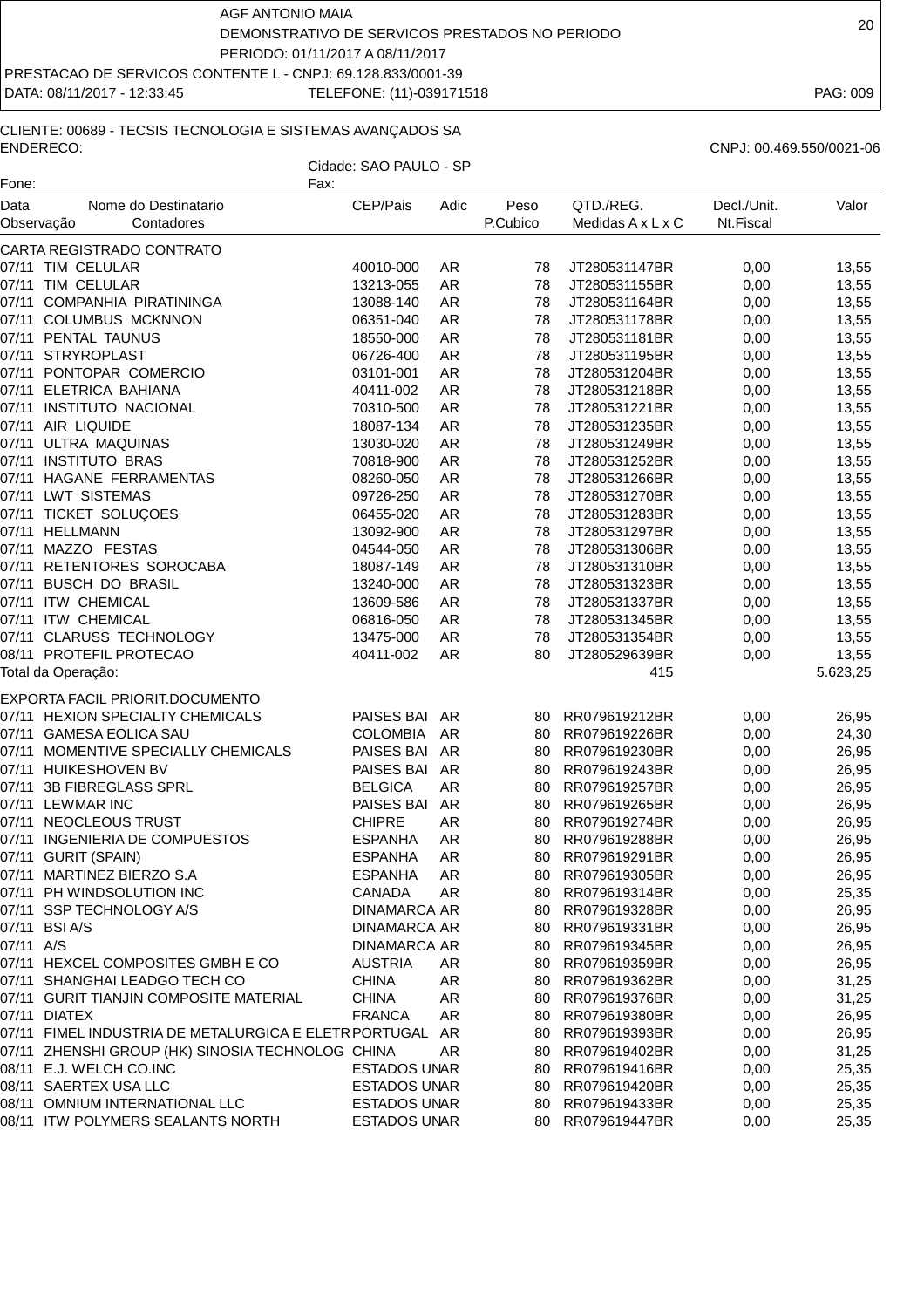AGF ANTONIO MAIA
DEMONSTRATIVO DE SERVICOS PRESTADOS NO PERIODO
PERIODO: 01/11/2017 A 08/11/2017

PRESTACAO DE SERVICOS CONTENTE L - CNPJ: 69.128.833/0001-39

DATA: 08/11/2017 - 12:33:45 TELEFONE: (11)-039171518

CLIENTE: 00689 - TECSIS TECNOLOGIA E SISTEMAS AVANÇADOS SA
ENDERECO: CNPJ: 00.469.550/0021-06
Cidade: SAO PAULO - SP
Fone: Fax:

| Data Observação | Nome do Destinatario Contadores | CEP/Pais | Adic | Peso P.Cubico | QTD./REG. Medidas A x L x C | Decl./Unit. Nt.Fiscal | Valor |
|---|---|---|---|---|---|---|---|
| CARTA REGISTRADO CONTRATO | | | | | | | |
| 07/11 | TIM CELULAR | 40010-000 | AR | 78 | JT280531147BR | 0,00 | 13,55 |
| 07/11 | TIM CELULAR | 13213-055 | AR | 78 | JT280531155BR | 0,00 | 13,55 |
| 07/11 | COMPANHIA PIRATININGA | 13088-140 | AR | 78 | JT280531164BR | 0,00 | 13,55 |
| 07/11 | COLUMBUS MCKNNON | 06351-040 | AR | 78 | JT280531178BR | 0,00 | 13,55 |
| 07/11 | PENTAL TAUNUS | 18550-000 | AR | 78 | JT280531181BR | 0,00 | 13,55 |
| 07/11 | STRYROPLAST | 06726-400 | AR | 78 | JT280531195BR | 0,00 | 13,55 |
| 07/11 | PONTOPAR COMERCIO | 03101-001 | AR | 78 | JT280531204BR | 0,00 | 13,55 |
| 07/11 | ELETRICA BAHIANA | 40411-002 | AR | 78 | JT280531218BR | 0,00 | 13,55 |
| 07/11 | INSTITUTO NACIONAL | 70310-500 | AR | 78 | JT280531221BR | 0,00 | 13,55 |
| 07/11 | AIR LIQUIDE | 18087-134 | AR | 78 | JT280531235BR | 0,00 | 13,55 |
| 07/11 | ULTRA MAQUINAS | 13030-020 | AR | 78 | JT280531249BR | 0,00 | 13,55 |
| 07/11 | INSTITUTO BRAS | 70818-900 | AR | 78 | JT280531252BR | 0,00 | 13,55 |
| 07/11 | HAGANE FERRAMENTAS | 08260-050 | AR | 78 | JT280531266BR | 0,00 | 13,55 |
| 07/11 | LWT SISTEMAS | 09726-250 | AR | 78 | JT280531270BR | 0,00 | 13,55 |
| 07/11 | TICKET SOLUÇOES | 06455-020 | AR | 78 | JT280531283BR | 0,00 | 13,55 |
| 07/11 | HELLMANN | 13092-900 | AR | 78 | JT280531297BR | 0,00 | 13,55 |
| 07/11 | MAZZO FESTAS | 04544-050 | AR | 78 | JT280531306BR | 0,00 | 13,55 |
| 07/11 | RETENTORES SOROCABA | 18087-149 | AR | 78 | JT280531310BR | 0,00 | 13,55 |
| 07/11 | BUSCH DO BRASIL | 13240-000 | AR | 78 | JT280531323BR | 0,00 | 13,55 |
| 07/11 | ITW CHEMICAL | 13609-586 | AR | 78 | JT280531337BR | 0,00 | 13,55 |
| 07/11 | ITW CHEMICAL | 06816-050 | AR | 78 | JT280531345BR | 0,00 | 13,55 |
| 07/11 | CLARUSS TECHNOLOGY | 13475-000 | AR | 78 | JT280531354BR | 0,00 | 13,55 |
| 08/11 | PROTEFIL PROTECAO | 40411-002 | AR | 80 | JT280529639BR | 0,00 | 13,55 |
| Total da Operação: | | | | | 415 | | 5.623,25 |
| EXPORTA FACIL PRIORIT.DOCUMENTO | | | | | | | |
| 07/11 | HEXION SPECIALTY CHEMICALS | PAISES BAI | AR | 80 | RR079619212BR | 0,00 | 26,95 |
| 07/11 | GAMESA EOLICA SAU | COLOMBIA | AR | 80 | RR079619226BR | 0,00 | 24,30 |
| 07/11 | MOMENTIVE SPECIALLY CHEMICALS | PAISES BAI | AR | 80 | RR079619230BR | 0,00 | 26,95 |
| 07/11 | HUIKESHOVEN BV | PAISES BAI | AR | 80 | RR079619243BR | 0,00 | 26,95 |
| 07/11 | 3B FIBREGLASS SPRL | BELGICA | AR | 80 | RR079619257BR | 0,00 | 26,95 |
| 07/11 | LEWMAR INC | PAISES BAI | AR | 80 | RR079619265BR | 0,00 | 26,95 |
| 07/11 | NEOCLEOUS TRUST | CHIPRE | AR | 80 | RR079619274BR | 0,00 | 26,95 |
| 07/11 | INGENIERIA DE COMPUESTOS | ESPANHA | AR | 80 | RR079619288BR | 0,00 | 26,95 |
| 07/11 | GURIT (SPAIN) | ESPANHA | AR | 80 | RR079619291BR | 0,00 | 26,95 |
| 07/11 | MARTINEZ BIERZO S.A | ESPANHA | AR | 80 | RR079619305BR | 0,00 | 26,95 |
| 07/11 | PH WINDSOLUTION INC | CANADA | AR | 80 | RR079619314BR | 0,00 | 25,35 |
| 07/11 | SSP TECHNOLOGY A/S | DINAMARCA | AR | 80 | RR079619328BR | 0,00 | 26,95 |
| 07/11 | BSI A/S | DINAMARCA | AR | 80 | RR079619331BR | 0,00 | 26,95 |
| 07/11 | A/S | DINAMARCA | AR | 80 | RR079619345BR | 0,00 | 26,95 |
| 07/11 | HEXCEL COMPOSITES GMBH E CO | AUSTRIA | AR | 80 | RR079619359BR | 0,00 | 26,95 |
| 07/11 | SHANGHAI LEADGO TECH CO | CHINA | AR | 80 | RR079619362BR | 0,00 | 31,25 |
| 07/11 | GURIT TIANJIN COMPOSITE MATERIAL | CHINA | AR | 80 | RR079619376BR | 0,00 | 31,25 |
| 07/11 | DIATEX | FRANCA | AR | 80 | RR079619380BR | 0,00 | 26,95 |
| 07/11 | FIMEL INDUSTRIA DE METALURGICA E ELETR | PORTUGAL | AR | 80 | RR079619393BR | 0,00 | 26,95 |
| 07/11 | ZHENSHI GROUP (HK) SINOSIA TECHNOLOG | CHINA | AR | 80 | RR079619402BR | 0,00 | 31,25 |
| 08/11 | E.J. WELCH CO.INC | ESTADOS UN | AR | 80 | RR079619416BR | 0,00 | 25,35 |
| 08/11 | SAERTEX USA LLC | ESTADOS UN | AR | 80 | RR079619420BR | 0,00 | 25,35 |
| 08/11 | OMNIUM INTERNATIONAL LLC | ESTADOS UN | AR | 80 | RR079619433BR | 0,00 | 25,35 |
| 08/11 | ITW POLYMERS SEALANTS NORTH | ESTADOS UN | AR | 80 | RR079619447BR | 0,00 | 25,35 |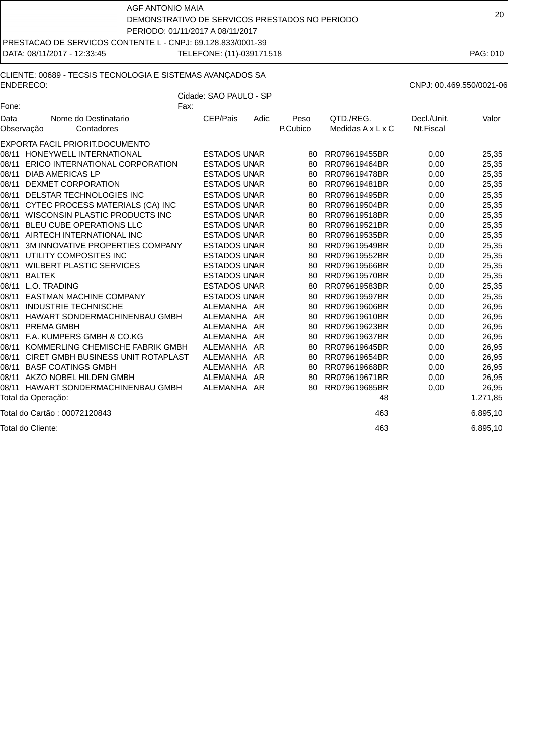AGF ANTONIO MAIA
DEMONSTRATIVO DE SERVICOS PRESTADOS NO PERIODO
PERIODO: 01/11/2017 A 08/11/2017

PRESTACAO DE SERVICOS CONTENTE L - CNPJ: 69.128.833/0001-39
DATA: 08/11/2017 - 12:33:45 TELEFONE: (11)-039171518

CLIENTE: 00689 - TECSIS TECNOLOGIA E SISTEMAS AVANÇADOS SA
ENDERECO: CNPJ: 00.469.550/0021-06
Cidade: SAO PAULO - SP
Fone: Fax:

| Data / Observação | Nome do Destinatario / Contadores | CEP/Pais | Adic | Peso / P.Cubico | QTD./REG. / Medidas A x L x C | Decl./Unit. / Nt.Fiscal | Valor |
|---|---|---|---|---|---|---|---|
| EXPORTA FACIL PRIORIT.DOCUMENTO | | | | | | | |
| 08/11 | HONEYWELL INTERNATIONAL | ESTADOS UN | AR | 80 | RR079619455BR | 0,00 | 25,35 |
| 08/11 | ERICO INTERNATIONAL CORPORATION | ESTADOS UN | AR | 80 | RR079619464BR | 0,00 | 25,35 |
| 08/11 | DIAB AMERICAS LP | ESTADOS UN | AR | 80 | RR079619478BR | 0,00 | 25,35 |
| 08/11 | DEXMET CORPORATION | ESTADOS UN | AR | 80 | RR079619481BR | 0,00 | 25,35 |
| 08/11 | DELSTAR TECHNOLOGIES INC | ESTADOS UN | AR | 80 | RR079619495BR | 0,00 | 25,35 |
| 08/11 | CYTEC PROCESS MATERIALS (CA) INC | ESTADOS UN | AR | 80 | RR079619504BR | 0,00 | 25,35 |
| 08/11 | WISCONSIN PLASTIC PRODUCTS INC | ESTADOS UN | AR | 80 | RR079619518BR | 0,00 | 25,35 |
| 08/11 | BLEU CUBE OPERATIONS LLC | ESTADOS UN | AR | 80 | RR079619521BR | 0,00 | 25,35 |
| 08/11 | AIRTECH INTERNATIONAL INC | ESTADOS UN | AR | 80 | RR079619535BR | 0,00 | 25,35 |
| 08/11 | 3M INNOVATIVE PROPERTIES COMPANY | ESTADOS UN | AR | 80 | RR079619549BR | 0,00 | 25,35 |
| 08/11 | UTILITY COMPOSITES INC | ESTADOS UN | AR | 80 | RR079619552BR | 0,00 | 25,35 |
| 08/11 | WILBERT PLASTIC SERVICES | ESTADOS UN | AR | 80 | RR079619566BR | 0,00 | 25,35 |
| 08/11 | BALTEK | ESTADOS UN | AR | 80 | RR079619570BR | 0,00 | 25,35 |
| 08/11 | L.O. TRADING | ESTADOS UN | AR | 80 | RR079619583BR | 0,00 | 25,35 |
| 08/11 | EASTMAN MACHINE COMPANY | ESTADOS UN | AR | 80 | RR079619597BR | 0,00 | 25,35 |
| 08/11 | INDUSTRIE TECHNISCHE | ALEMANHA | AR | 80 | RR079619606BR | 0,00 | 26,95 |
| 08/11 | HAWART SONDERMACHINENBAU GMBH | ALEMANHA | AR | 80 | RR079619610BR | 0,00 | 26,95 |
| 08/11 | PREMA GMBH | ALEMANHA | AR | 80 | RR079619623BR | 0,00 | 26,95 |
| 08/11 | F.A. KUMPERS GMBH & CO.KG | ALEMANHA | AR | 80 | RR079619637BR | 0,00 | 26,95 |
| 08/11 | KOMMERLING CHEMISCHE FABRIK GMBH | ALEMANHA | AR | 80 | RR079619645BR | 0,00 | 26,95 |
| 08/11 | CIRET GMBH BUSINESS UNIT ROTAPLAST | ALEMANHA | AR | 80 | RR079619654BR | 0,00 | 26,95 |
| 08/11 | BASF COATINGS GMBH | ALEMANHA | AR | 80 | RR079619668BR | 0,00 | 26,95 |
| 08/11 | AKZO NOBEL HILDEN GMBH | ALEMANHA | AR | 80 | RR079619671BR | 0,00 | 26,95 |
| 08/11 | HAWART SONDERMACHINENBAU GMBH | ALEMANHA | AR | 80 | RR079619685BR | 0,00 | 26,95 |
| Total da Operação: | | | | | 48 | | 1.271,85 |
| Total do Cartão : 00072120843 | | | | | 463 | | 6.895,10 |
| Total do Cliente: | | | | | 463 | | 6.895,10 |